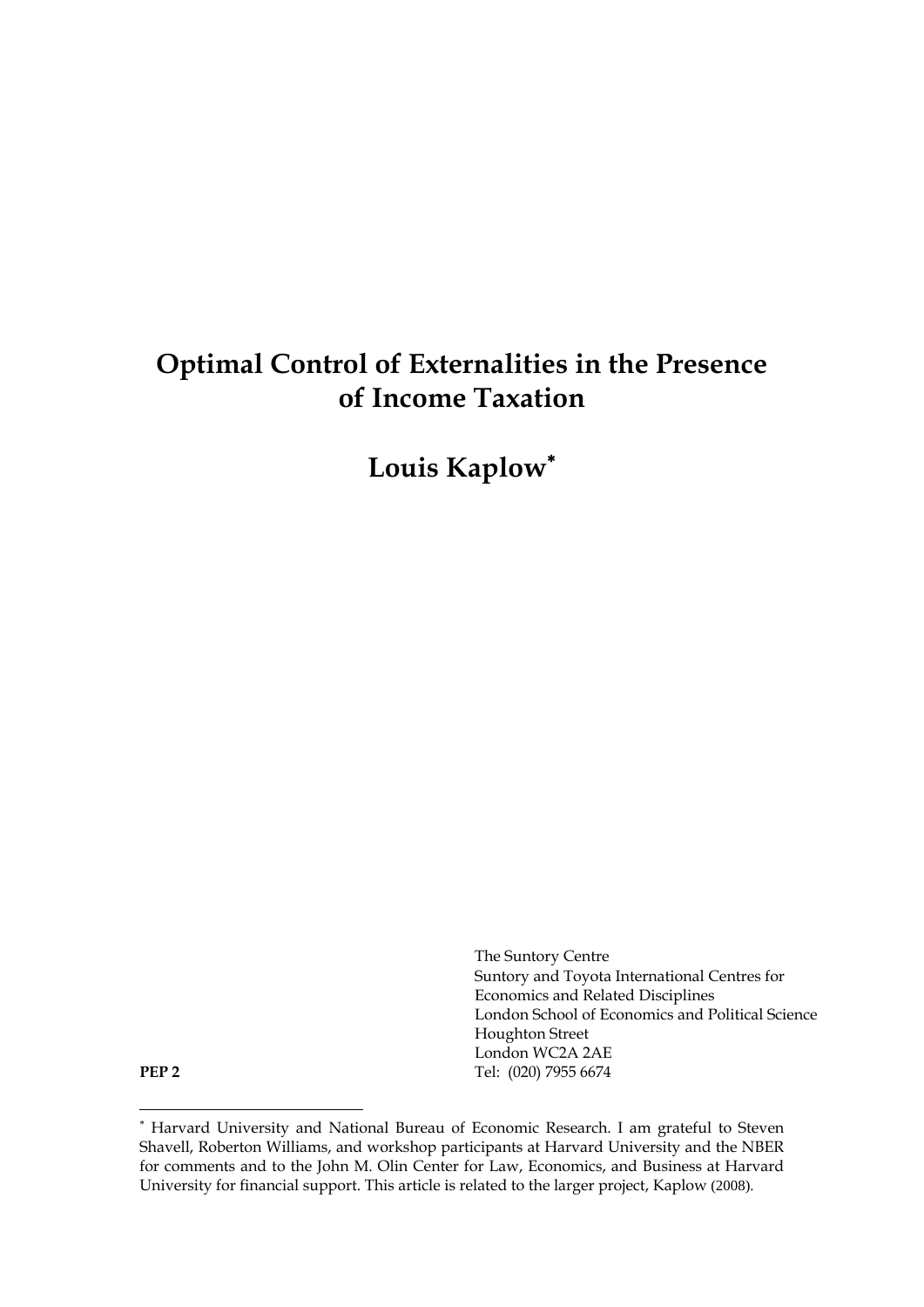# Optimal Control of Externalities in the Presence of Income Taxation

## Louis Kaplow[*]

The Suntory Centre
Suntory and Toyota International Centres for Economics and Related Disciplines
London School of Economics and Political Science
Houghton Street
London WC2A 2AE
Tel: (020) 7955 6674

**PEP 2**

---

[*] Harvard University and National Bureau of Economic Research. I am grateful to Steven Shavell, Roberton Williams, and workshop participants at Harvard University and the NBER for comments and to the John M. Olin Center for Law, Economics, and Business at Harvard University for financial support. This article is related to the larger project, Kaplow (2008).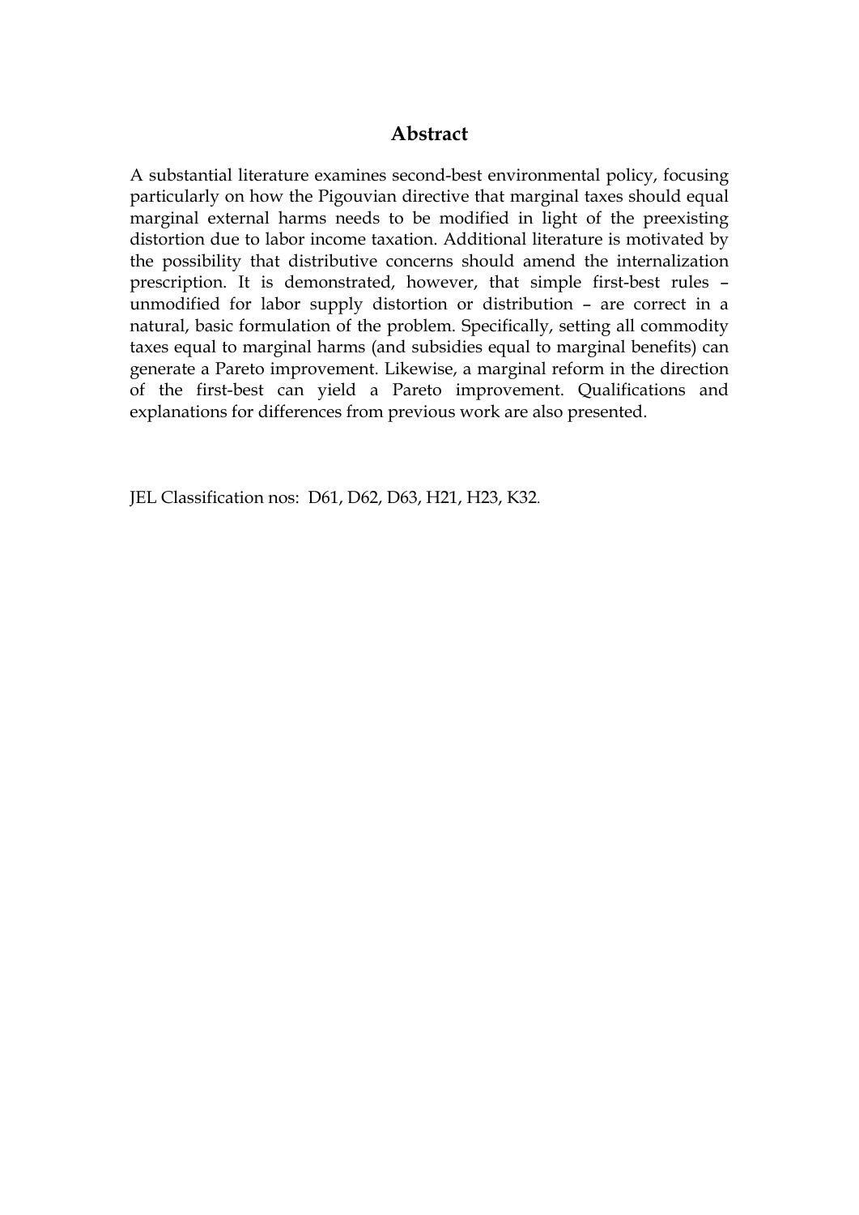# Abstract

A substantial literature examines second-best environmental policy, focusing particularly on how the Pigouvian directive that marginal taxes should equal marginal external harms needs to be modified in light of the preexisting distortion due to labor income taxation. Additional literature is motivated by the possibility that distributive concerns should amend the internalization prescription. It is demonstrated, however, that simple first-best rules – unmodified for labor supply distortion or distribution – are correct in a natural, basic formulation of the problem. Specifically, setting all commodity taxes equal to marginal harms (and subsidies equal to marginal benefits) can generate a Pareto improvement. Likewise, a marginal reform in the direction of the first-best can yield a Pareto improvement. Qualifications and explanations for differences from previous work are also presented.

JEL Classification nos: D61, D62, D63, H21, H23, K32.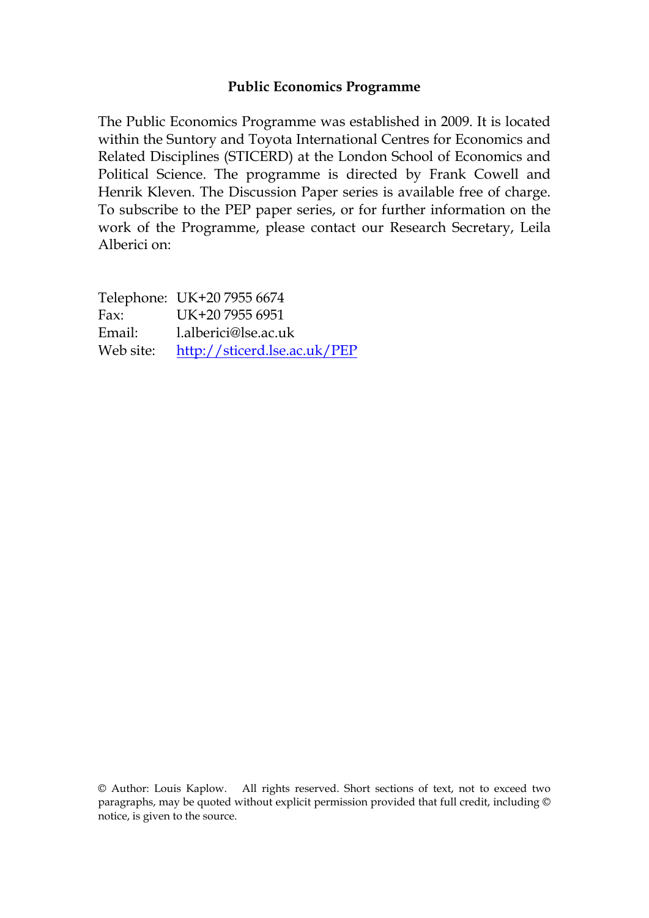**Public Economics Programme**

The Public Economics Programme was established in 2009. It is located within the Suntory and Toyota International Centres for Economics and Related Disciplines (STICERD) at the London School of Economics and Political Science. The programme is directed by Frank Cowell and Henrik Kleven. The Discussion Paper series is available free of charge. To subscribe to the PEP paper series, or for further information on the work of the Programme, please contact our Research Secretary, Leila Alberici on:

Telephone: UK+20 7955 6674
Fax: UK+20 7955 6951
Email: l.alberici@lse.ac.uk
Web site: http://sticerd.lse.ac.uk/PEP

© Author: Louis Kaplow. All rights reserved. Short sections of text, not to exceed two paragraphs, may be quoted without explicit permission provided that full credit, including © notice, is given to the source.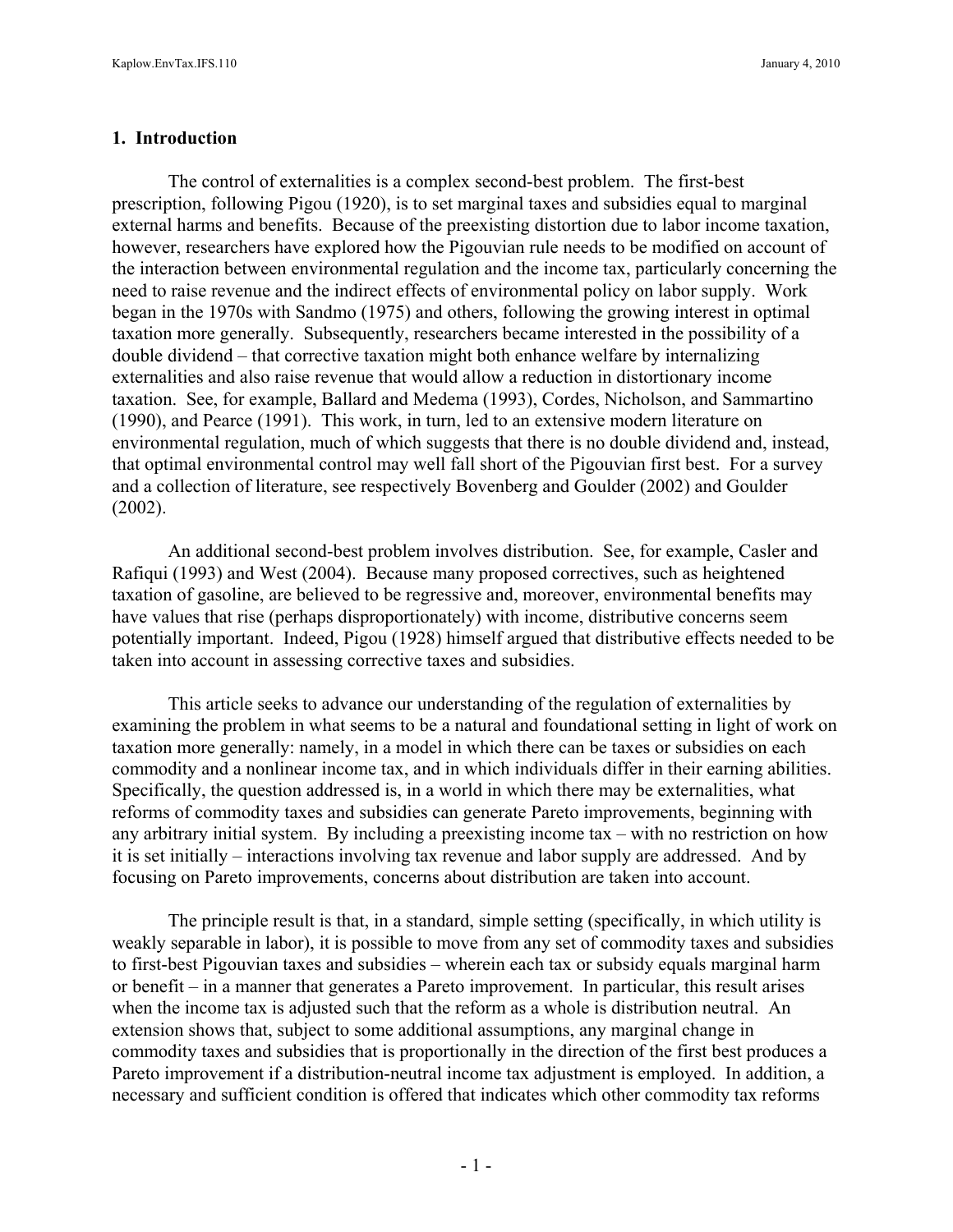## 1. Introduction

The control of externalities is a complex second-best problem. The first-best prescription, following Pigou (1920), is to set marginal taxes and subsidies equal to marginal external harms and benefits. Because of the preexisting distortion due to labor income taxation, however, researchers have explored how the Pigouvian rule needs to be modified on account of the interaction between environmental regulation and the income tax, particularly concerning the need to raise revenue and the indirect effects of environmental policy on labor supply. Work began in the 1970s with Sandmo (1975) and others, following the growing interest in optimal taxation more generally. Subsequently, researchers became interested in the possibility of a double dividend – that corrective taxation might both enhance welfare by internalizing externalities and also raise revenue that would allow a reduction in distortionary income taxation. See, for example, Ballard and Medema (1993), Cordes, Nicholson, and Sammartino (1990), and Pearce (1991). This work, in turn, led to an extensive modern literature on environmental regulation, much of which suggests that there is no double dividend and, instead, that optimal environmental control may well fall short of the Pigouvian first best. For a survey and a collection of literature, see respectively Bovenberg and Goulder (2002) and Goulder (2002).

An additional second-best problem involves distribution. See, for example, Casler and Rafiqui (1993) and West (2004). Because many proposed correctives, such as heightened taxation of gasoline, are believed to be regressive and, moreover, environmental benefits may have values that rise (perhaps disproportionately) with income, distributive concerns seem potentially important. Indeed, Pigou (1928) himself argued that distributive effects needed to be taken into account in assessing corrective taxes and subsidies.

This article seeks to advance our understanding of the regulation of externalities by examining the problem in what seems to be a natural and foundational setting in light of work on taxation more generally: namely, in a model in which there can be taxes or subsidies on each commodity and a nonlinear income tax, and in which individuals differ in their earning abilities. Specifically, the question addressed is, in a world in which there may be externalities, what reforms of commodity taxes and subsidies can generate Pareto improvements, beginning with any arbitrary initial system. By including a preexisting income tax – with no restriction on how it is set initially – interactions involving tax revenue and labor supply are addressed. And by focusing on Pareto improvements, concerns about distribution are taken into account.

The principle result is that, in a standard, simple setting (specifically, in which utility is weakly separable in labor), it is possible to move from any set of commodity taxes and subsidies to first-best Pigouvian taxes and subsidies – wherein each tax or subsidy equals marginal harm or benefit – in a manner that generates a Pareto improvement. In particular, this result arises when the income tax is adjusted such that the reform as a whole is distribution neutral. An extension shows that, subject to some additional assumptions, any marginal change in commodity taxes and subsidies that is proportionally in the direction of the first best produces a Pareto improvement if a distribution-neutral income tax adjustment is employed. In addition, a necessary and sufficient condition is offered that indicates which other commodity tax reforms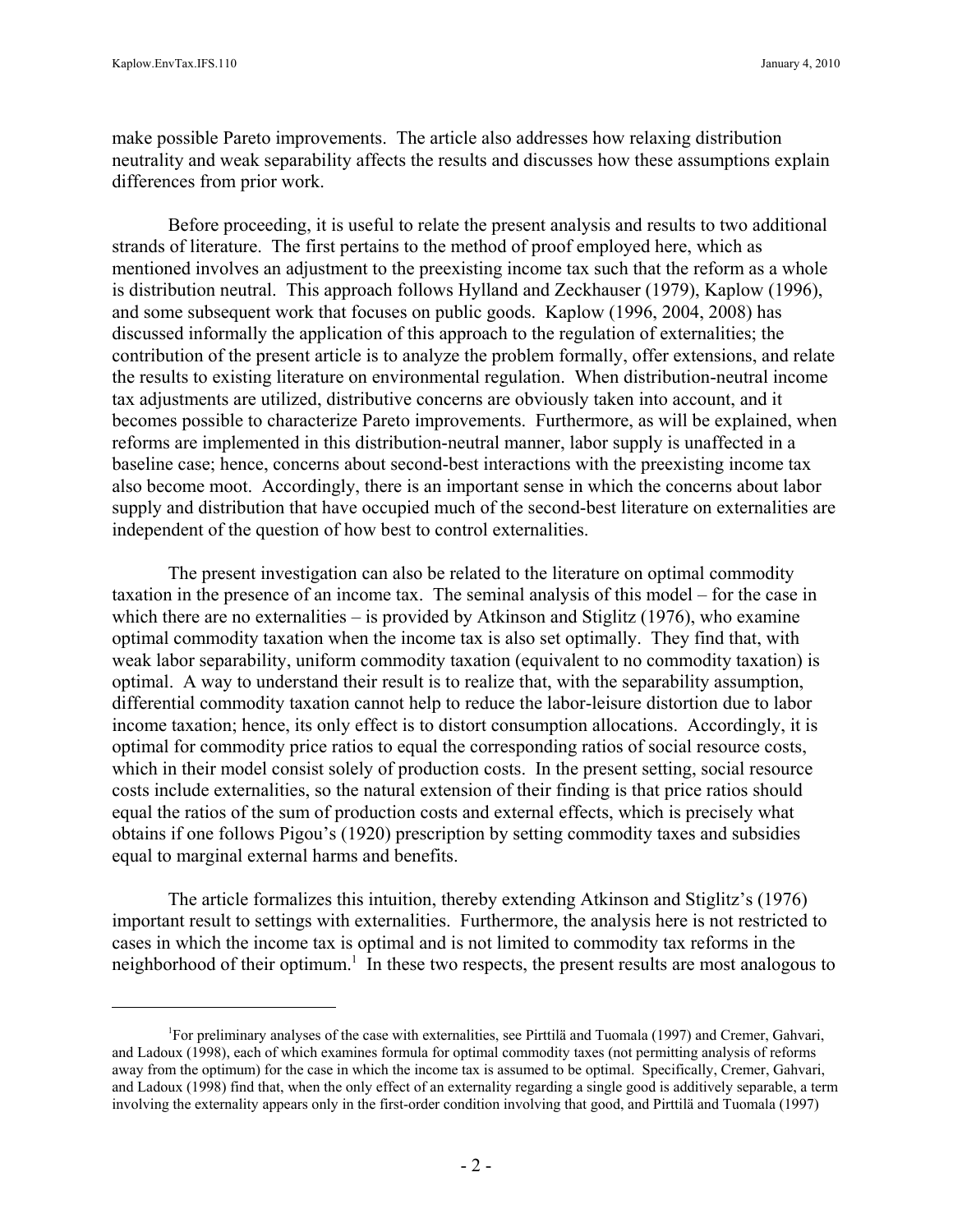make possible Pareto improvements. The article also addresses how relaxing distribution neutrality and weak separability affects the results and discusses how these assumptions explain differences from prior work.

Before proceeding, it is useful to relate the present analysis and results to two additional strands of literature. The first pertains to the method of proof employed here, which as mentioned involves an adjustment to the preexisting income tax such that the reform as a whole is distribution neutral. This approach follows Hylland and Zeckhauser (1979), Kaplow (1996), and some subsequent work that focuses on public goods. Kaplow (1996, 2004, 2008) has discussed informally the application of this approach to the regulation of externalities; the contribution of the present article is to analyze the problem formally, offer extensions, and relate the results to existing literature on environmental regulation. When distribution-neutral income tax adjustments are utilized, distributive concerns are obviously taken into account, and it becomes possible to characterize Pareto improvements. Furthermore, as will be explained, when reforms are implemented in this distribution-neutral manner, labor supply is unaffected in a baseline case; hence, concerns about second-best interactions with the preexisting income tax also become moot. Accordingly, there is an important sense in which the concerns about labor supply and distribution that have occupied much of the second-best literature on externalities are independent of the question of how best to control externalities.

The present investigation can also be related to the literature on optimal commodity taxation in the presence of an income tax. The seminal analysis of this model – for the case in which there are no externalities – is provided by Atkinson and Stiglitz (1976), who examine optimal commodity taxation when the income tax is also set optimally. They find that, with weak labor separability, uniform commodity taxation (equivalent to no commodity taxation) is optimal. A way to understand their result is to realize that, with the separability assumption, differential commodity taxation cannot help to reduce the labor-leisure distortion due to labor income taxation; hence, its only effect is to distort consumption allocations. Accordingly, it is optimal for commodity price ratios to equal the corresponding ratios of social resource costs, which in their model consist solely of production costs. In the present setting, social resource costs include externalities, so the natural extension of their finding is that price ratios should equal the ratios of the sum of production costs and external effects, which is precisely what obtains if one follows Pigou's (1920) prescription by setting commodity taxes and subsidies equal to marginal external harms and benefits.

The article formalizes this intuition, thereby extending Atkinson and Stiglitz's (1976) important result to settings with externalities. Furthermore, the analysis here is not restricted to cases in which the income tax is optimal and is not limited to commodity tax reforms in the neighborhood of their optimum.[1] In these two respects, the present results are most analogous to

[1] For preliminary analyses of the case with externalities, see Pirttilä and Tuomala (1997) and Cremer, Gahvari, and Ladoux (1998), each of which examines formula for optimal commodity taxes (not permitting analysis of reforms away from the optimum) for the case in which the income tax is assumed to be optimal. Specifically, Cremer, Gahvari, and Ladoux (1998) find that, when the only effect of an externality regarding a single good is additively separable, a term involving the externality appears only in the first-order condition involving that good, and Pirttilä and Tuomala (1997)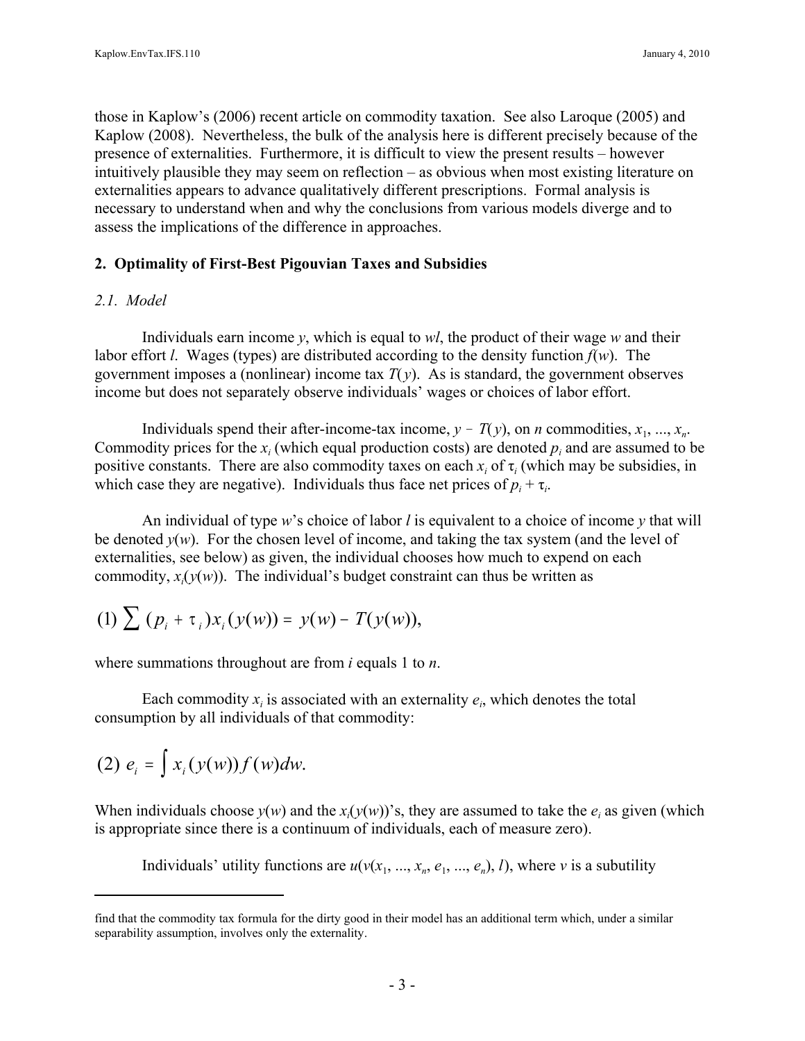those in Kaplow's (2006) recent article on commodity taxation. See also Laroque (2005) and Kaplow (2008). Nevertheless, the bulk of the analysis here is different precisely because of the presence of externalities. Furthermore, it is difficult to view the present results – however intuitively plausible they may seem on reflection – as obvious when most existing literature on externalities appears to advance qualitatively different prescriptions. Formal analysis is necessary to understand when and why the conclusions from various models diverge and to assess the implications of the difference in approaches.

## 2. Optimality of First-Best Pigouvian Taxes and Subsidies

### *2.1. Model*

Individuals earn income $y$, which is equal to $wl$, the product of their wage $w$ and their labor effort $l$. Wages (types) are distributed according to the density function $f(w)$. The government imposes a (nonlinear) income tax $T(y)$. As is standard, the government observes income but does not separately observe individuals' wages or choices of labor effort.

Individuals spend their after-income-tax income, $y - T(y)$, on $n$ commodities, $x_1, ..., x_n$. Commodity prices for the $x_i$ (which equal production costs) are denoted $p_i$ and are assumed to be positive constants. There are also commodity taxes on each $x_i$ of $\tau_i$ (which may be subsidies, in which case they are negative). Individuals thus face net prices of $p_i + \tau_i$.

An individual of type $w$'s choice of labor $l$ is equivalent to a choice of income $y$ that will be denoted $y(w)$. For the chosen level of income, and taking the tax system (and the level of externalities, see below) as given, the individual chooses how much to expend on each commodity, $x_i(y(w))$. The individual's budget constraint can thus be written as

$$(1) \sum (p_i + \tau_i) x_i(y(w)) = y(w) - T(y(w)),$$

where summations throughout are from $i$ equals 1 to $n$.

Each commodity $x_i$ is associated with an externality $e_i$, which denotes the total consumption by all individuals of that commodity:

$$(2)\ e_i = \int x_i(y(w)) f(w) dw.$$

When individuals choose $y(w)$ and the $x_i(y(w))$'s, they are assumed to take the $e_i$ as given (which is appropriate since there is a continuum of individuals, each of measure zero).

Individuals' utility functions are $u(v(x_1, ..., x_n, e_1, ..., e_n), l)$, where $v$ is a subutility

find that the commodity tax formula for the dirty good in their model has an additional term which, under a similar separability assumption, involves only the externality.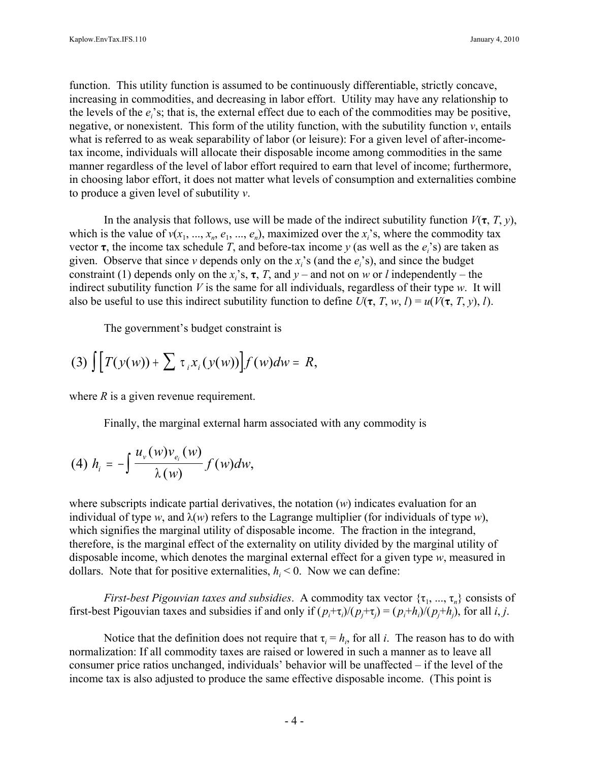function. This utility function is assumed to be continuously differentiable, strictly concave, increasing in commodities, and decreasing in labor effort. Utility may have any relationship to the levels of the $e_i$'s; that is, the external effect due to each of the commodities may be positive, negative, or nonexistent. This form of the utility function, with the subutility function $v$, entails what is referred to as weak separability of labor (or leisure): For a given level of after-income-tax income, individuals will allocate their disposable income among commodities in the same manner regardless of the level of labor effort required to earn that level of income; furthermore, in choosing labor effort, it does not matter what levels of consumption and externalities combine to produce a given level of subutility $v$.

In the analysis that follows, use will be made of the indirect subutility function $V(\boldsymbol{\tau}, T, y)$, which is the value of $v(x_1, ..., x_n, e_1, ..., e_n)$, maximized over the $x_i$'s, where the commodity tax vector $\boldsymbol{\tau}$, the income tax schedule $T$, and before-tax income $y$ (as well as the $e_i$'s) are taken as given. Observe that since $v$ depends only on the $x_i$'s (and the $e_i$'s), and since the budget constraint (1) depends only on the $x_i$'s, $\boldsymbol{\tau}$, $T$, and $y$ – and not on $w$ or $l$ independently – the indirect subutility function $V$ is the same for all individuals, regardless of their type $w$. It will also be useful to use this indirect subutility function to define $U(\boldsymbol{\tau}, T, w, l) = u(V(\boldsymbol{\tau}, T, y), l)$.

The government's budget constraint is

$$(3)\ \int \Big[ T(y(w)) + \sum \tau_i x_i(y(w)) \Big] f(w)dw = R,$$

where $R$ is a given revenue requirement.

Finally, the marginal external harm associated with any commodity is

$$(4)\ h_i = -\int \frac{u_v(w) v_{e_i}(w)}{\lambda(w)} f(w)dw,$$

where subscripts indicate partial derivatives, the notation $(w)$ indicates evaluation for an individual of type $w$, and $\lambda(w)$ refers to the Lagrange multiplier (for individuals of type $w$), which signifies the marginal utility of disposable income. The fraction in the integrand, therefore, is the marginal effect of the externality on utility divided by the marginal utility of disposable income, which denotes the marginal external effect for a given type $w$, measured in dollars. Note that for positive externalities, $h_i < 0$. Now we can define:

*First-best Pigouvian taxes and subsidies*. A commodity tax vector $\{\tau_1, ..., \tau_n\}$ consists of first-best Pigouvian taxes and subsidies if and only if $(p_i+\tau_i)/(p_j+\tau_j) = (p_i+h_i)/(p_j+h_j)$, for all $i$, $j$.

Notice that the definition does not require that $\tau_i = h_i$, for all $i$. The reason has to do with normalization: If all commodity taxes are raised or lowered in such a manner as to leave all consumer price ratios unchanged, individuals' behavior will be unaffected – if the level of the income tax is also adjusted to produce the same effective disposable income. (This point is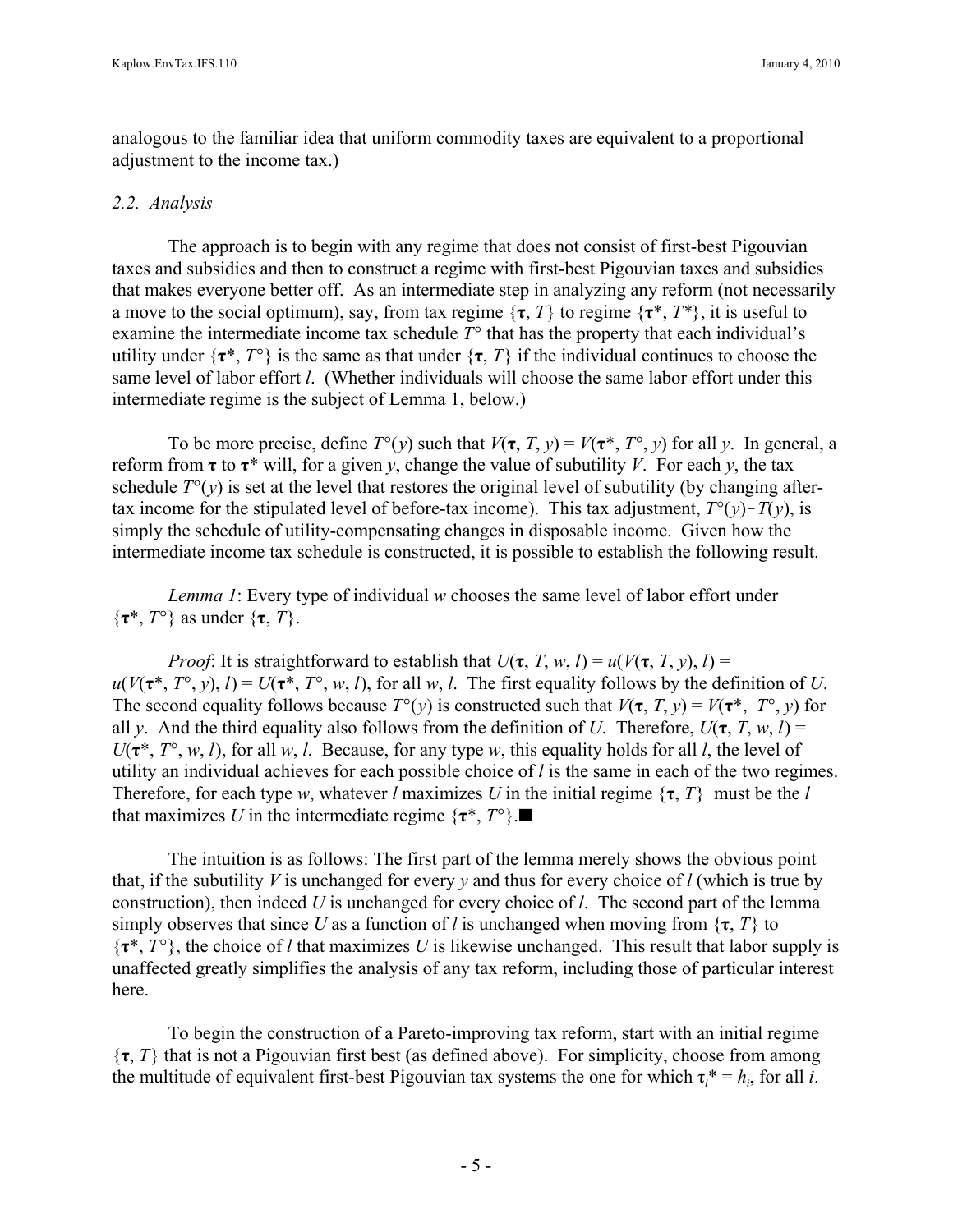analogous to the familiar idea that uniform commodity taxes are equivalent to a proportional adjustment to the income tax.)

### *2.2. Analysis*

The approach is to begin with any regime that does not consist of first-best Pigouvian taxes and subsidies and then to construct a regime with first-best Pigouvian taxes and subsidies that makes everyone better off. As an intermediate step in analyzing any reform (not necessarily a move to the social optimum), say, from tax regime $\{\boldsymbol{\tau}, T\}$ to regime $\{\boldsymbol{\tau}^*, T^*\}$, it is useful to examine the intermediate income tax schedule $T°$ that has the property that each individual's utility under $\{\boldsymbol{\tau}^*, T°\}$ is the same as that under $\{\boldsymbol{\tau}, T\}$ if the individual continues to choose the same level of labor effort $l$. (Whether individuals will choose the same labor effort under this intermediate regime is the subject of Lemma 1, below.)

To be more precise, define $T°(y)$ such that $V(\boldsymbol{\tau}, T, y) = V(\boldsymbol{\tau}^*, T°, y)$ for all $y$. In general, a reform from $\boldsymbol{\tau}$ to $\boldsymbol{\tau}^*$ will, for a given $y$, change the value of subutility $V$. For each $y$, the tax schedule $T°(y)$ is set at the level that restores the original level of subutility (by changing after-tax income for the stipulated level of before-tax income). This tax adjustment, $T°(y) - T(y)$, is simply the schedule of utility-compensating changes in disposable income. Given how the intermediate income tax schedule is constructed, it is possible to establish the following result.

*Lemma 1*: Every type of individual $w$ chooses the same level of labor effort under $\{\boldsymbol{\tau}^*, T°\}$ as under $\{\boldsymbol{\tau}, T\}$.

*Proof*: It is straightforward to establish that $U(\boldsymbol{\tau}, T, w, l) = u(V(\boldsymbol{\tau}, T, y), l) = u(V(\boldsymbol{\tau}^*, T°, y), l) = U(\boldsymbol{\tau}^*, T°, w, l)$, for all $w$, $l$. The first equality follows by the definition of $U$. The second equality follows because $T°(y)$ is constructed such that $V(\boldsymbol{\tau}, T, y) = V(\boldsymbol{\tau}^*, T°, y)$ for all $y$. And the third equality also follows from the definition of $U$. Therefore, $U(\boldsymbol{\tau}, T, w, l) = U(\boldsymbol{\tau}^*, T°, w, l)$, for all $w$, $l$. Because, for any type $w$, this equality holds for all $l$, the level of utility an individual achieves for each possible choice of $l$ is the same in each of the two regimes. Therefore, for each type $w$, whatever $l$ maximizes $U$ in the initial regime $\{\boldsymbol{\tau}, T\}$ must be the $l$ that maximizes $U$ in the intermediate regime $\{\boldsymbol{\tau}^*, T°\}$.■

The intuition is as follows: The first part of the lemma merely shows the obvious point that, if the subutility $V$ is unchanged for every $y$ and thus for every choice of $l$ (which is true by construction), then indeed $U$ is unchanged for every choice of $l$. The second part of the lemma simply observes that since $U$ as a function of $l$ is unchanged when moving from $\{\boldsymbol{\tau}, T\}$ to $\{\boldsymbol{\tau}^*, T°\}$, the choice of $l$ that maximizes $U$ is likewise unchanged. This result that labor supply is unaffected greatly simplifies the analysis of any tax reform, including those of particular interest here.

To begin the construction of a Pareto-improving tax reform, start with an initial regime $\{\boldsymbol{\tau}, T\}$ that is not a Pigouvian first best (as defined above). For simplicity, choose from among the multitude of equivalent first-best Pigouvian tax systems the one for which $\tau_i^* = h_i$, for all $i$.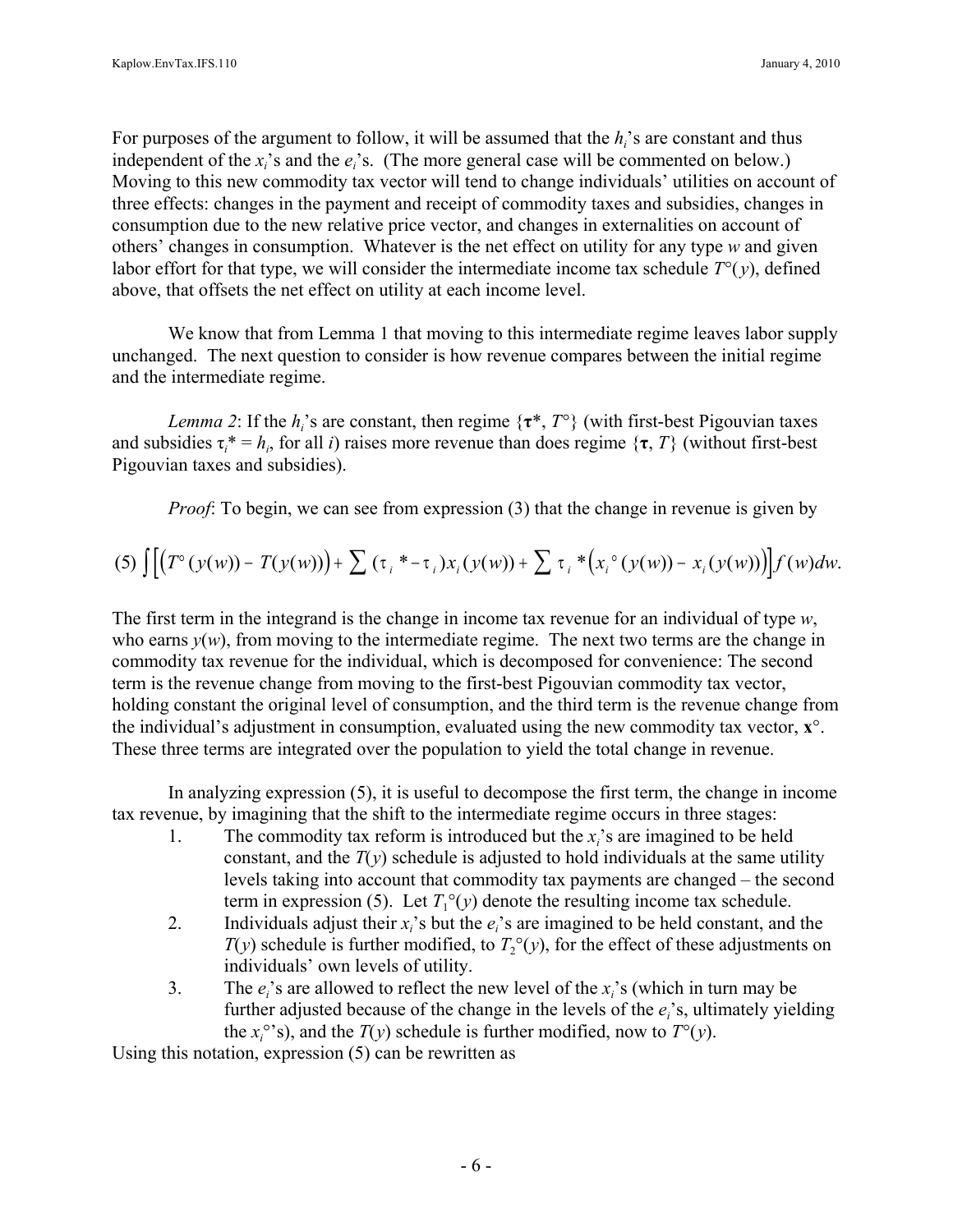For purposes of the argument to follow, it will be assumed that the $h_i$'s are constant and thus independent of the $x_i$'s and the $e_i$'s. (The more general case will be commented on below.) Moving to this new commodity tax vector will tend to change individuals' utilities on account of three effects: changes in the payment and receipt of commodity taxes and subsidies, changes in consumption due to the new relative price vector, and changes in externalities on account of others' changes in consumption. Whatever is the net effect on utility for any type $w$ and given labor effort for that type, we will consider the intermediate income tax schedule $T°(y)$, defined above, that offsets the net effect on utility at each income level.

We know that from Lemma 1 that moving to this intermediate regime leaves labor supply unchanged. The next question to consider is how revenue compares between the initial regime and the intermediate regime.

*Lemma 2*: If the $h_i$'s are constant, then regime $\{\boldsymbol{\tau}^*, T°\}$ (with first-best Pigouvian taxes and subsidies $\tau_i^* = h_i$, for all $i$) raises more revenue than does regime $\{\boldsymbol{\tau}, T\}$ (without first-best Pigouvian taxes and subsidies).

*Proof*: To begin, we can see from expression (3) that the change in revenue is given by

$$(5) \int \Big[ \big(T°(y(w)) - T(y(w))\big) + \sum (\tau_i^* - \tau_i) x_i(y(w)) + \sum \tau_i^* \big(x_i°(y(w)) - x_i(y(w))\big) \Big] f(w)dw.$$

The first term in the integrand is the change in income tax revenue for an individual of type $w$, who earns $y(w)$, from moving to the intermediate regime. The next two terms are the change in commodity tax revenue for the individual, which is decomposed for convenience: The second term is the revenue change from moving to the first-best Pigouvian commodity tax vector, holding constant the original level of consumption, and the third term is the revenue change from the individual's adjustment in consumption, evaluated using the new commodity tax vector, $\mathbf{x}°$. These three terms are integrated over the population to yield the total change in revenue.

In analyzing expression (5), it is useful to decompose the first term, the change in income tax revenue, by imagining that the shift to the intermediate regime occurs in three stages:

1. The commodity tax reform is introduced but the $x_i$'s are imagined to be held constant, and the $T(y)$ schedule is adjusted to hold individuals at the same utility levels taking into account that commodity tax payments are changed – the second term in expression (5). Let $T_1°(y)$ denote the resulting income tax schedule.
2. Individuals adjust their $x_i$'s but the $e_i$'s are imagined to be held constant, and the $T(y)$ schedule is further modified, to $T_2°(y)$, for the effect of these adjustments on individuals' own levels of utility.
3. The $e_i$'s are allowed to reflect the new level of the $x_i$'s (which in turn may be further adjusted because of the change in the levels of the $e_i$'s, ultimately yielding the $x_i°$'s), and the $T(y)$ schedule is further modified, now to $T°(y)$.

Using this notation, expression (5) can be rewritten as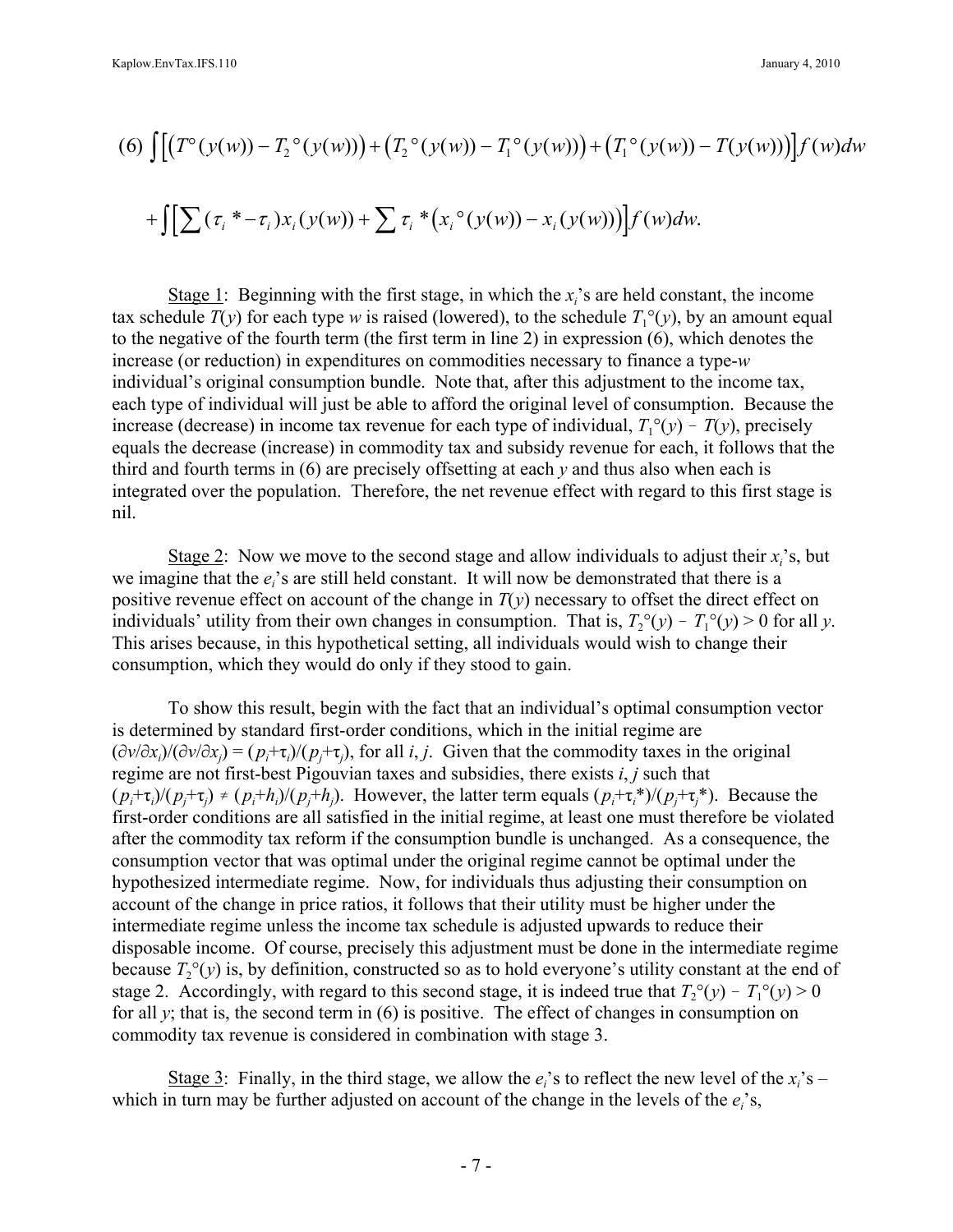$$(6)\ \int \left[ \left(T^{\circ}(y(w)) - T_2{}^{\circ}(y(w))\right) + \left(T_2{}^{\circ}(y(w)) - T_1{}^{\circ}(y(w))\right) + \left(T_1{}^{\circ}(y(w)) - T(y(w))\right) \right] f(w)dw$$

$$+ \int \left[ \sum (\tau_i{}^* - \tau_i) x_i(y(w)) + \sum \tau_i{}^* \left( x_i{}^{\circ}(y(w)) - x_i(y(w)) \right) \right] f(w)dw.$$

Stage 1: Beginning with the first stage, in which the $x_i$'s are held constant, the income tax schedule $T(y)$ for each type $w$ is raised (lowered), to the schedule $T_1{}^{\circ}(y)$, by an amount equal to the negative of the fourth term (the first term in line 2) in expression (6), which denotes the increase (or reduction) in expenditures on commodities necessary to finance a type-$w$ individual's original consumption bundle. Note that, after this adjustment to the income tax, each type of individual will just be able to afford the original level of consumption. Because the increase (decrease) in income tax revenue for each type of individual, $T_1{}^{\circ}(y) - T(y)$, precisely equals the decrease (increase) in commodity tax and subsidy revenue for each, it follows that the third and fourth terms in (6) are precisely offsetting at each $y$ and thus also when each is integrated over the population. Therefore, the net revenue effect with regard to this first stage is nil.

Stage 2: Now we move to the second stage and allow individuals to adjust their $x_i$'s, but we imagine that the $e_i$'s are still held constant. It will now be demonstrated that there is a positive revenue effect on account of the change in $T(y)$ necessary to offset the direct effect on individuals' utility from their own changes in consumption. That is, $T_2{}^{\circ}(y) - T_1{}^{\circ}(y) > 0$ for all $y$. This arises because, in this hypothetical setting, all individuals would wish to change their consumption, which they would do only if they stood to gain.

To show this result, begin with the fact that an individual's optimal consumption vector is determined by standard first-order conditions, which in the initial regime are $(\partial v/\partial x_i)/(\partial v/\partial x_j) = (p_i+\tau_i)/(p_j+\tau_j)$, for all $i$, $j$. Given that the commodity taxes in the original regime are not first-best Pigouvian taxes and subsidies, there exists $i$, $j$ such that $(p_i+\tau_i)/(p_j+\tau_j) \neq (p_i+h_i)/(p_j+h_j)$. However, the latter term equals $(p_i+\tau_i{}^*)/(p_j+\tau_j{}^*)$. Because the first-order conditions are all satisfied in the initial regime, at least one must therefore be violated after the commodity tax reform if the consumption bundle is unchanged. As a consequence, the consumption vector that was optimal under the original regime cannot be optimal under the hypothesized intermediate regime. Now, for individuals thus adjusting their consumption on account of the change in price ratios, it follows that their utility must be higher under the intermediate regime unless the income tax schedule is adjusted upwards to reduce their disposable income. Of course, precisely this adjustment must be done in the intermediate regime because $T_2{}^{\circ}(y)$ is, by definition, constructed so as to hold everyone's utility constant at the end of stage 2. Accordingly, with regard to this second stage, it is indeed true that $T_2{}^{\circ}(y) - T_1{}^{\circ}(y) > 0$ for all $y$; that is, the second term in (6) is positive. The effect of changes in consumption on commodity tax revenue is considered in combination with stage 3.

Stage 3: Finally, in the third stage, we allow the $e_i$'s to reflect the new level of the $x_i$'s – which in turn may be further adjusted on account of the change in the levels of the $e_i$'s,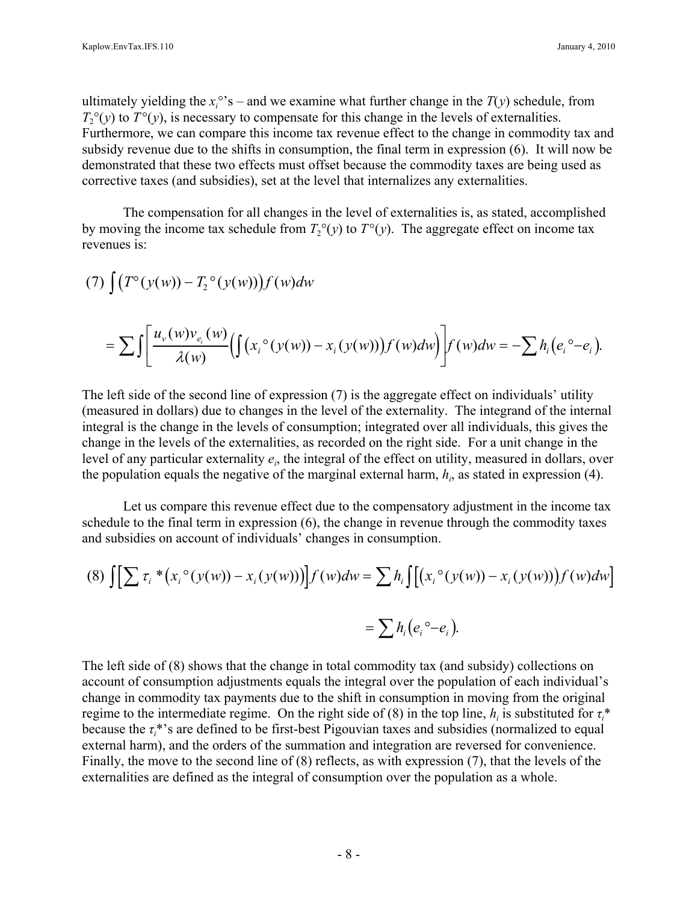ultimately yielding the $x_i^\circ$'s – and we examine what further change in the $T(y)$ schedule, from $T_2^\circ(y)$ to $T^\circ(y)$, is necessary to compensate for this change in the levels of externalities. Furthermore, we can compare this income tax revenue effect to the change in commodity tax and subsidy revenue due to the shifts in consumption, the final term in expression (6). It will now be demonstrated that these two effects must offset because the commodity taxes are being used as corrective taxes (and subsidies), set at the level that internalizes any externalities.

The compensation for all changes in the level of externalities is, as stated, accomplished by moving the income tax schedule from $T_2^\circ(y)$ to $T^\circ(y)$. The aggregate effect on income tax revenues is:

$$(7)\ \int \left(T^\circ(y(w)) - T_2^\circ(y(w))\right) f(w)dw$$

$$= \sum \int \left[ \frac{u_v(w) v_{e_i}(w)}{\lambda(w)} \left( \int \left( x_i^\circ(y(w)) - x_i(y(w)) \right) f(w)dw \right) \right] f(w)dw = -\sum h_i \left( e_i^\circ - e_i \right).$$

The left side of the second line of expression (7) is the aggregate effect on individuals' utility (measured in dollars) due to changes in the level of the externality. The integrand of the internal integral is the change in the levels of consumption; integrated over all individuals, this gives the change in the levels of the externalities, as recorded on the right side. For a unit change in the level of any particular externality $e_i$, the integral of the effect on utility, measured in dollars, over the population equals the negative of the marginal external harm, $h_i$, as stated in expression (4).

Let us compare this revenue effect due to the compensatory adjustment in the income tax schedule to the final term in expression (6), the change in revenue through the commodity taxes and subsidies on account of individuals' changes in consumption.

$$(8)\ \int \left[ \sum \tau_i^* \left( x_i^\circ(y(w)) - x_i(y(w)) \right) \right] f(w)dw = \sum h_i \int \left[ \left( x_i^\circ(y(w)) - x_i(y(w)) \right) f(w)dw \right]$$

$$= \sum h_i \left( e_i^\circ - e_i \right).$$

The left side of (8) shows that the change in total commodity tax (and subsidy) collections on account of consumption adjustments equals the integral over the population of each individual's change in commodity tax payments due to the shift in consumption in moving from the original regime to the intermediate regime. On the right side of (8) in the top line, $h_i$ is substituted for $\tau_i^*$ because the $\tau_i^*$'s are defined to be first-best Pigouvian taxes and subsidies (normalized to equal external harm), and the orders of the summation and integration are reversed for convenience. Finally, the move to the second line of (8) reflects, as with expression (7), that the levels of the externalities are defined as the integral of consumption over the population as a whole.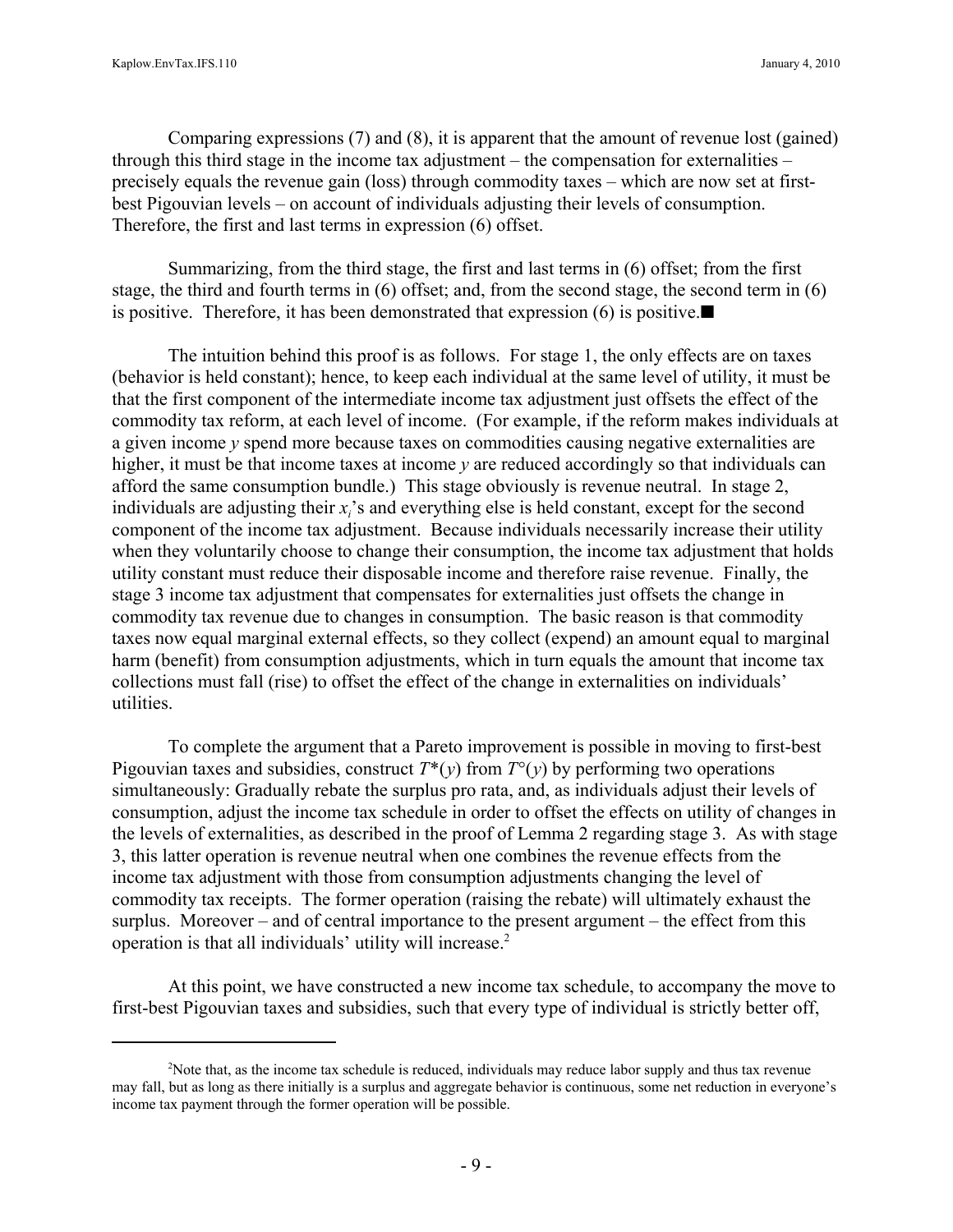Comparing expressions (7) and (8), it is apparent that the amount of revenue lost (gained) through this third stage in the income tax adjustment – the compensation for externalities – precisely equals the revenue gain (loss) through commodity taxes – which are now set at first-best Pigouvian levels – on account of individuals adjusting their levels of consumption. Therefore, the first and last terms in expression (6) offset.

Summarizing, from the third stage, the first and last terms in (6) offset; from the first stage, the third and fourth terms in (6) offset; and, from the second stage, the second term in (6) is positive. Therefore, it has been demonstrated that expression (6) is positive.■

The intuition behind this proof is as follows. For stage 1, the only effects are on taxes (behavior is held constant); hence, to keep each individual at the same level of utility, it must be that the first component of the intermediate income tax adjustment just offsets the effect of the commodity tax reform, at each level of income. (For example, if the reform makes individuals at a given income $y$ spend more because taxes on commodities causing negative externalities are higher, it must be that income taxes at income $y$ are reduced accordingly so that individuals can afford the same consumption bundle.) This stage obviously is revenue neutral. In stage 2, individuals are adjusting their $x_i$'s and everything else is held constant, except for the second component of the income tax adjustment. Because individuals necessarily increase their utility when they voluntarily choose to change their consumption, the income tax adjustment that holds utility constant must reduce their disposable income and therefore raise revenue. Finally, the stage 3 income tax adjustment that compensates for externalities just offsets the change in commodity tax revenue due to changes in consumption. The basic reason is that commodity taxes now equal marginal external effects, so they collect (expend) an amount equal to marginal harm (benefit) from consumption adjustments, which in turn equals the amount that income tax collections must fall (rise) to offset the effect of the change in externalities on individuals' utilities.

To complete the argument that a Pareto improvement is possible in moving to first-best Pigouvian taxes and subsidies, construct $T^*(y)$ from $T^\circ(y)$ by performing two operations simultaneously: Gradually rebate the surplus pro rata, and, as individuals adjust their levels of consumption, adjust the income tax schedule in order to offset the effects on utility of changes in the levels of externalities, as described in the proof of Lemma 2 regarding stage 3. As with stage 3, this latter operation is revenue neutral when one combines the revenue effects from the income tax adjustment with those from consumption adjustments changing the level of commodity tax receipts. The former operation (raising the rebate) will ultimately exhaust the surplus. Moreover – and of central importance to the present argument – the effect from this operation is that all individuals' utility will increase.[2]

At this point, we have constructed a new income tax schedule, to accompany the move to first-best Pigouvian taxes and subsidies, such that every type of individual is strictly better off,

---

[2]Note that, as the income tax schedule is reduced, individuals may reduce labor supply and thus tax revenue may fall, but as long as there initially is a surplus and aggregate behavior is continuous, some net reduction in everyone's income tax payment through the former operation will be possible.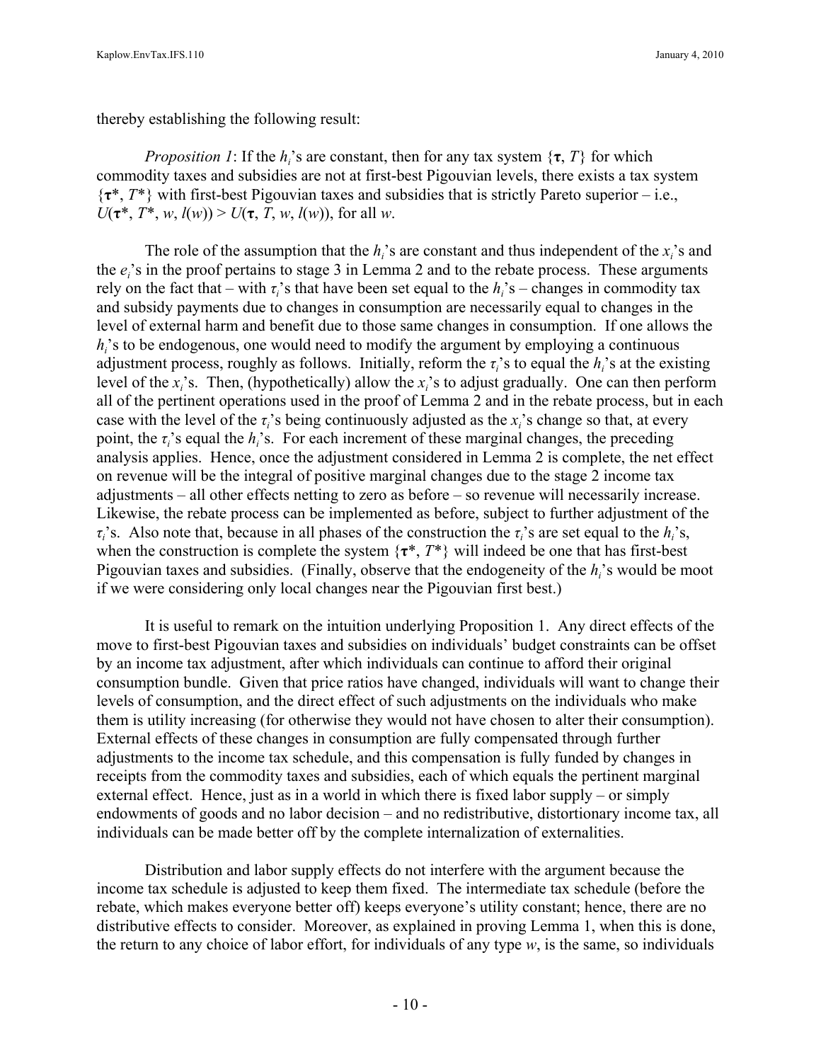thereby establishing the following result:

*Proposition 1*: If the $h_i$'s are constant, then for any tax system $\{\boldsymbol{\tau}, T\}$ for which commodity taxes and subsidies are not at first-best Pigouvian levels, there exists a tax system $\{\boldsymbol{\tau}^*, T^*\}$ with first-best Pigouvian taxes and subsidies that is strictly Pareto superior – i.e., $U(\boldsymbol{\tau}^*, T^*, w, l(w)) > U(\boldsymbol{\tau}, T, w, l(w))$, for all $w$.

The role of the assumption that the $h_i$'s are constant and thus independent of the $x_i$'s and the $e_i$'s in the proof pertains to stage 3 in Lemma 2 and to the rebate process. These arguments rely on the fact that – with $\tau_i$'s that have been set equal to the $h_i$'s – changes in commodity tax and subsidy payments due to changes in consumption are necessarily equal to changes in the level of external harm and benefit due to those same changes in consumption. If one allows the $h_i$'s to be endogenous, one would need to modify the argument by employing a continuous adjustment process, roughly as follows. Initially, reform the $\tau_i$'s to equal the $h_i$'s at the existing level of the $x_i$'s. Then, (hypothetically) allow the $x_i$'s to adjust gradually. One can then perform all of the pertinent operations used in the proof of Lemma 2 and in the rebate process, but in each case with the level of the $\tau_i$'s being continuously adjusted as the $x_i$'s change so that, at every point, the $\tau_i$'s equal the $h_i$'s. For each increment of these marginal changes, the preceding analysis applies. Hence, once the adjustment considered in Lemma 2 is complete, the net effect on revenue will be the integral of positive marginal changes due to the stage 2 income tax adjustments – all other effects netting to zero as before – so revenue will necessarily increase. Likewise, the rebate process can be implemented as before, subject to further adjustment of the $\tau_i$'s. Also note that, because in all phases of the construction the $\tau_i$'s are set equal to the $h_i$'s, when the construction is complete the system $\{\boldsymbol{\tau}^*, T^*\}$ will indeed be one that has first-best Pigouvian taxes and subsidies. (Finally, observe that the endogeneity of the $h_i$'s would be moot if we were considering only local changes near the Pigouvian first best.)

It is useful to remark on the intuition underlying Proposition 1. Any direct effects of the move to first-best Pigouvian taxes and subsidies on individuals' budget constraints can be offset by an income tax adjustment, after which individuals can continue to afford their original consumption bundle. Given that price ratios have changed, individuals will want to change their levels of consumption, and the direct effect of such adjustments on the individuals who make them is utility increasing (for otherwise they would not have chosen to alter their consumption). External effects of these changes in consumption are fully compensated through further adjustments to the income tax schedule, and this compensation is fully funded by changes in receipts from the commodity taxes and subsidies, each of which equals the pertinent marginal external effect. Hence, just as in a world in which there is fixed labor supply – or simply endowments of goods and no labor decision – and no redistributive, distortionary income tax, all individuals can be made better off by the complete internalization of externalities.

Distribution and labor supply effects do not interfere with the argument because the income tax schedule is adjusted to keep them fixed. The intermediate tax schedule (before the rebate, which makes everyone better off) keeps everyone's utility constant; hence, there are no distributive effects to consider. Moreover, as explained in proving Lemma 1, when this is done, the return to any choice of labor effort, for individuals of any type $w$, is the same, so individuals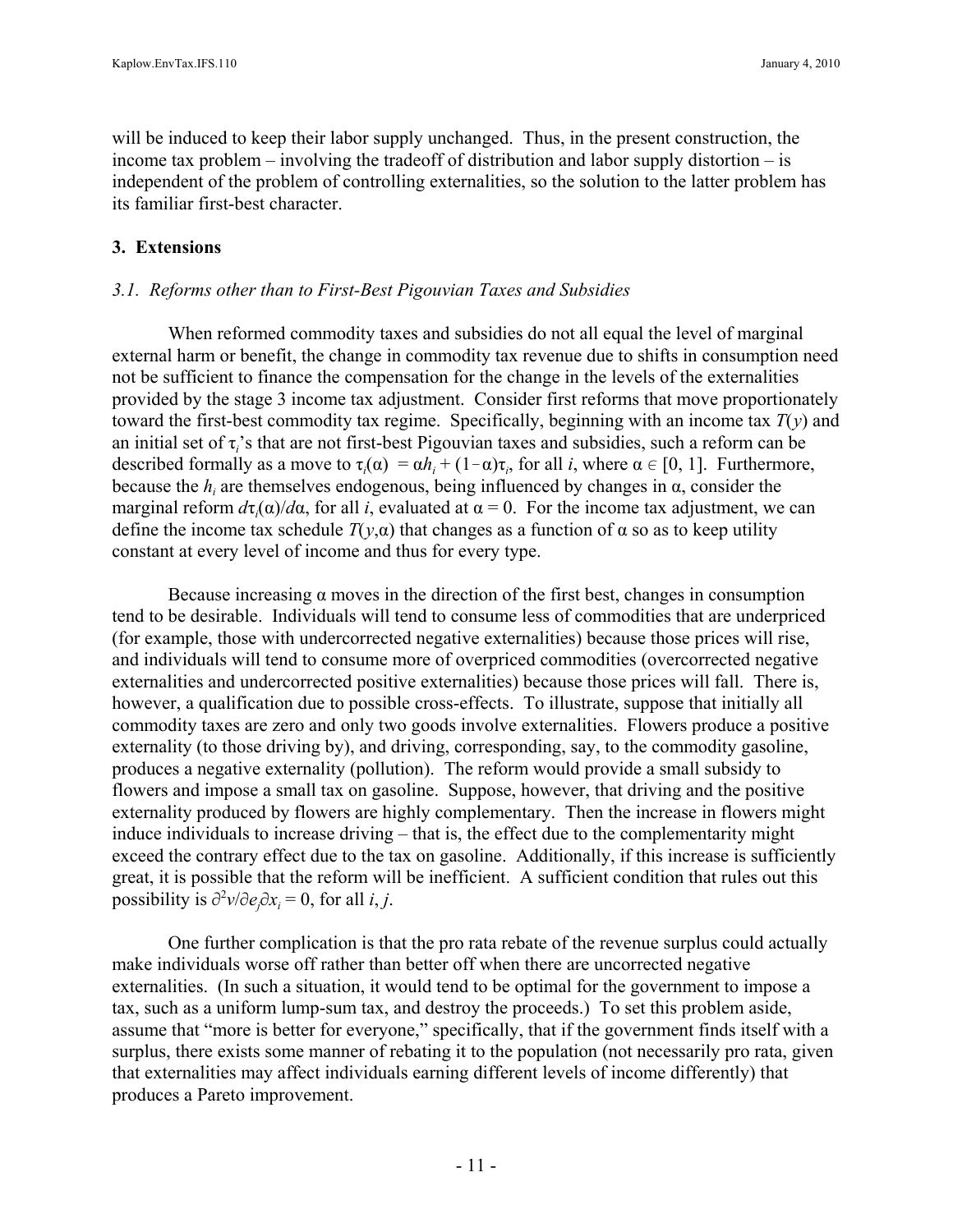will be induced to keep their labor supply unchanged. Thus, in the present construction, the income tax problem – involving the tradeoff of distribution and labor supply distortion – is independent of the problem of controlling externalities, so the solution to the latter problem has its familiar first-best character.

## 3. Extensions

### *3.1. Reforms other than to First-Best Pigouvian Taxes and Subsidies*

When reformed commodity taxes and subsidies do not all equal the level of marginal external harm or benefit, the change in commodity tax revenue due to shifts in consumption need not be sufficient to finance the compensation for the change in the levels of the externalities provided by the stage 3 income tax adjustment. Consider first reforms that move proportionately toward the first-best commodity tax regime. Specifically, beginning with an income tax $T(y)$ and an initial set of $\tau_i$'s that are not first-best Pigouvian taxes and subsidies, such a reform can be described formally as a move to $\tau_i(\alpha) = \alpha h_i + (1-\alpha)\tau_i$, for all $i$, where $\alpha \in [0, 1]$. Furthermore, because the $h_i$ are themselves endogenous, being influenced by changes in α, consider the marginal reform $d\tau_i(\alpha)/d\alpha$, for all $i$, evaluated at $\alpha = 0$. For the income tax adjustment, we can define the income tax schedule $T(y,\alpha)$ that changes as a function of α so as to keep utility constant at every level of income and thus for every type.

Because increasing α moves in the direction of the first best, changes in consumption tend to be desirable. Individuals will tend to consume less of commodities that are underpriced (for example, those with undercorrected negative externalities) because those prices will rise, and individuals will tend to consume more of overpriced commodities (overcorrected negative externalities and undercorrected positive externalities) because those prices will fall. There is, however, a qualification due to possible cross-effects. To illustrate, suppose that initially all commodity taxes are zero and only two goods involve externalities. Flowers produce a positive externality (to those driving by), and driving, corresponding, say, to the commodity gasoline, produces a negative externality (pollution). The reform would provide a small subsidy to flowers and impose a small tax on gasoline. Suppose, however, that driving and the positive externality produced by flowers are highly complementary. Then the increase in flowers might induce individuals to increase driving – that is, the effect due to the complementarity might exceed the contrary effect due to the tax on gasoline. Additionally, if this increase is sufficiently great, it is possible that the reform will be inefficient. A sufficient condition that rules out this possibility is $\partial^2 v/\partial e_j \partial x_i = 0$, for all $i$, $j$.

One further complication is that the pro rata rebate of the revenue surplus could actually make individuals worse off rather than better off when there are uncorrected negative externalities. (In such a situation, it would tend to be optimal for the government to impose a tax, such as a uniform lump-sum tax, and destroy the proceeds.) To set this problem aside, assume that "more is better for everyone," specifically, that if the government finds itself with a surplus, there exists some manner of rebating it to the population (not necessarily pro rata, given that externalities may affect individuals earning different levels of income differently) that produces a Pareto improvement.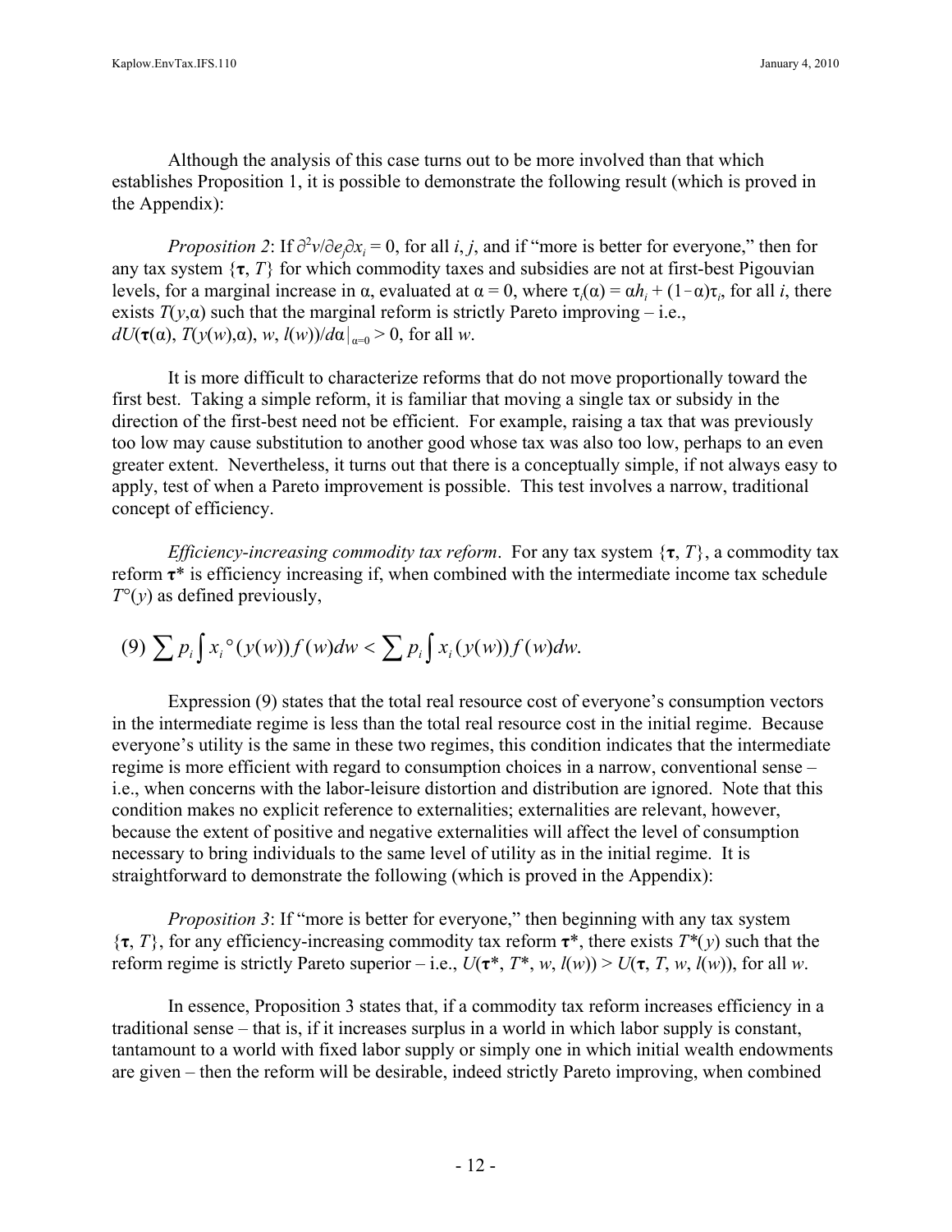Although the analysis of this case turns out to be more involved than that which establishes Proposition 1, it is possible to demonstrate the following result (which is proved in the Appendix):

*Proposition 2*: If $\partial^2 v/\partial e_j \partial x_i = 0$, for all $i$, $j$, and if "more is better for everyone," then for any tax system $\{\boldsymbol{\tau}, T\}$ for which commodity taxes and subsidies are not at first-best Pigouvian levels, for a marginal increase in α, evaluated at α = 0, where $\tau_i(\alpha) = \alpha h_i + (1-\alpha)\tau_i$, for all $i$, there exists $T(y,\alpha)$ such that the marginal reform is strictly Pareto improving – i.e., $dU(\boldsymbol{\tau}(\alpha), T(y(w),\alpha), w, l(w))/d\alpha|_{\alpha=0} > 0$, for all $w$.

It is more difficult to characterize reforms that do not move proportionally toward the first best. Taking a simple reform, it is familiar that moving a single tax or subsidy in the direction of the first-best need not be efficient. For example, raising a tax that was previously too low may cause substitution to another good whose tax was also too low, perhaps to an even greater extent. Nevertheless, it turns out that there is a conceptually simple, if not always easy to apply, test of when a Pareto improvement is possible. This test involves a narrow, traditional concept of efficiency.

*Efficiency-increasing commodity tax reform*. For any tax system $\{\boldsymbol{\tau}, T\}$, a commodity tax reform $\boldsymbol{\tau}^*$ is efficiency increasing if, when combined with the intermediate income tax schedule $T^{\circ}(y)$ as defined previously,

$$(9) \sum p_i \int x_i^{\circ}(y(w)) f(w) dw < \sum p_i \int x_i(y(w)) f(w) dw.$$

Expression (9) states that the total real resource cost of everyone's consumption vectors in the intermediate regime is less than the total real resource cost in the initial regime. Because everyone's utility is the same in these two regimes, this condition indicates that the intermediate regime is more efficient with regard to consumption choices in a narrow, conventional sense – i.e., when concerns with the labor-leisure distortion and distribution are ignored. Note that this condition makes no explicit reference to externalities; externalities are relevant, however, because the extent of positive and negative externalities will affect the level of consumption necessary to bring individuals to the same level of utility as in the initial regime. It is straightforward to demonstrate the following (which is proved in the Appendix):

*Proposition 3*: If "more is better for everyone," then beginning with any tax system $\{\boldsymbol{\tau}, T\}$, for any efficiency-increasing commodity tax reform $\boldsymbol{\tau}^*$, there exists $T^*(y)$ such that the reform regime is strictly Pareto superior – i.e., $U(\boldsymbol{\tau}^*, T^*, w, l(w)) > U(\boldsymbol{\tau}, T, w, l(w))$, for all $w$.

In essence, Proposition 3 states that, if a commodity tax reform increases efficiency in a traditional sense – that is, if it increases surplus in a world in which labor supply is constant, tantamount to a world with fixed labor supply or simply one in which initial wealth endowments are given – then the reform will be desirable, indeed strictly Pareto improving, when combined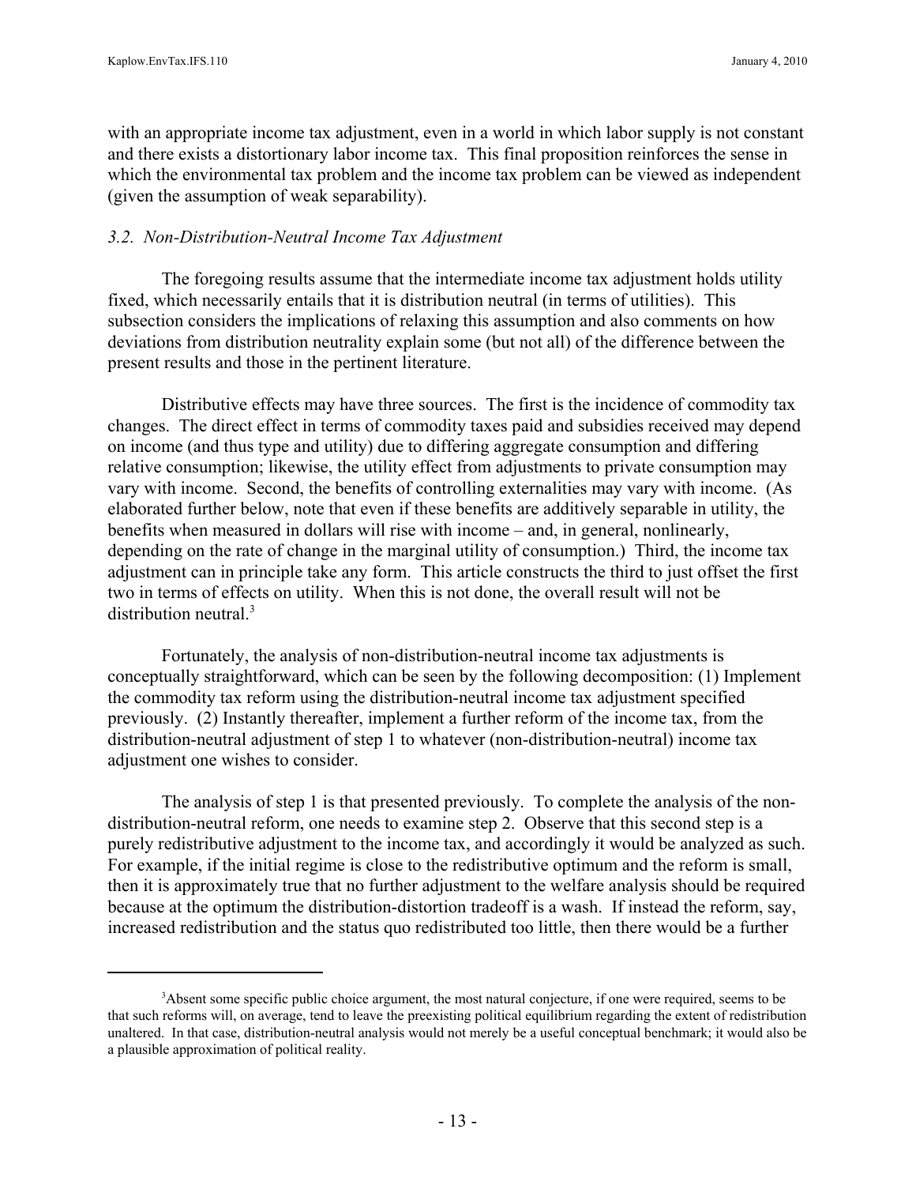with an appropriate income tax adjustment, even in a world in which labor supply is not constant and there exists a distortionary labor income tax. This final proposition reinforces the sense in which the environmental tax problem and the income tax problem can be viewed as independent (given the assumption of weak separability).

### *3.2. Non-Distribution-Neutral Income Tax Adjustment*

The foregoing results assume that the intermediate income tax adjustment holds utility fixed, which necessarily entails that it is distribution neutral (in terms of utilities). This subsection considers the implications of relaxing this assumption and also comments on how deviations from distribution neutrality explain some (but not all) of the difference between the present results and those in the pertinent literature.

Distributive effects may have three sources. The first is the incidence of commodity tax changes. The direct effect in terms of commodity taxes paid and subsidies received may depend on income (and thus type and utility) due to differing aggregate consumption and differing relative consumption; likewise, the utility effect from adjustments to private consumption may vary with income. Second, the benefits of controlling externalities may vary with income. (As elaborated further below, note that even if these benefits are additively separable in utility, the benefits when measured in dollars will rise with income – and, in general, nonlinearly, depending on the rate of change in the marginal utility of consumption.) Third, the income tax adjustment can in principle take any form. This article constructs the third to just offset the first two in terms of effects on utility. When this is not done, the overall result will not be distribution neutral.[3]

Fortunately, the analysis of non-distribution-neutral income tax adjustments is conceptually straightforward, which can be seen by the following decomposition: (1) Implement the commodity tax reform using the distribution-neutral income tax adjustment specified previously. (2) Instantly thereafter, implement a further reform of the income tax, from the distribution-neutral adjustment of step 1 to whatever (non-distribution-neutral) income tax adjustment one wishes to consider.

The analysis of step 1 is that presented previously. To complete the analysis of the non-distribution-neutral reform, one needs to examine step 2. Observe that this second step is a purely redistributive adjustment to the income tax, and accordingly it would be analyzed as such. For example, if the initial regime is close to the redistributive optimum and the reform is small, then it is approximately true that no further adjustment to the welfare analysis should be required because at the optimum the distribution-distortion tradeoff is a wash. If instead the reform, say, increased redistribution and the status quo redistributed too little, then there would be a further

[3] Absent some specific public choice argument, the most natural conjecture, if one were required, seems to be that such reforms will, on average, tend to leave the preexisting political equilibrium regarding the extent of redistribution unaltered. In that case, distribution-neutral analysis would not merely be a useful conceptual benchmark; it would also be a plausible approximation of political reality.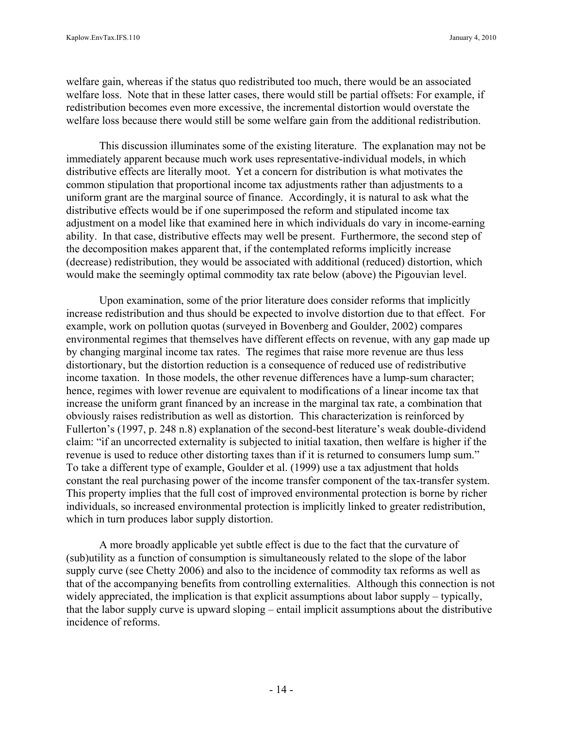welfare gain, whereas if the status quo redistributed too much, there would be an associated welfare loss. Note that in these latter cases, there would still be partial offsets: For example, if redistribution becomes even more excessive, the incremental distortion would overstate the welfare loss because there would still be some welfare gain from the additional redistribution.

This discussion illuminates some of the existing literature. The explanation may not be immediately apparent because much work uses representative-individual models, in which distributive effects are literally moot. Yet a concern for distribution is what motivates the common stipulation that proportional income tax adjustments rather than adjustments to a uniform grant are the marginal source of finance. Accordingly, it is natural to ask what the distributive effects would be if one superimposed the reform and stipulated income tax adjustment on a model like that examined here in which individuals do vary in income-earning ability. In that case, distributive effects may well be present. Furthermore, the second step of the decomposition makes apparent that, if the contemplated reforms implicitly increase (decrease) redistribution, they would be associated with additional (reduced) distortion, which would make the seemingly optimal commodity tax rate below (above) the Pigouvian level.

Upon examination, some of the prior literature does consider reforms that implicitly increase redistribution and thus should be expected to involve distortion due to that effect. For example, work on pollution quotas (surveyed in Bovenberg and Goulder, 2002) compares environmental regimes that themselves have different effects on revenue, with any gap made up by changing marginal income tax rates. The regimes that raise more revenue are thus less distortionary, but the distortion reduction is a consequence of reduced use of redistributive income taxation. In those models, the other revenue differences have a lump-sum character; hence, regimes with lower revenue are equivalent to modifications of a linear income tax that increase the uniform grant financed by an increase in the marginal tax rate, a combination that obviously raises redistribution as well as distortion. This characterization is reinforced by Fullerton's (1997, p. 248 n.8) explanation of the second-best literature's weak double-dividend claim: "if an uncorrected externality is subjected to initial taxation, then welfare is higher if the revenue is used to reduce other distorting taxes than if it is returned to consumers lump sum." To take a different type of example, Goulder et al. (1999) use a tax adjustment that holds constant the real purchasing power of the income transfer component of the tax-transfer system. This property implies that the full cost of improved environmental protection is borne by richer individuals, so increased environmental protection is implicitly linked to greater redistribution, which in turn produces labor supply distortion.

A more broadly applicable yet subtle effect is due to the fact that the curvature of (sub)utility as a function of consumption is simultaneously related to the slope of the labor supply curve (see Chetty 2006) and also to the incidence of commodity tax reforms as well as that of the accompanying benefits from controlling externalities. Although this connection is not widely appreciated, the implication is that explicit assumptions about labor supply – typically, that the labor supply curve is upward sloping – entail implicit assumptions about the distributive incidence of reforms.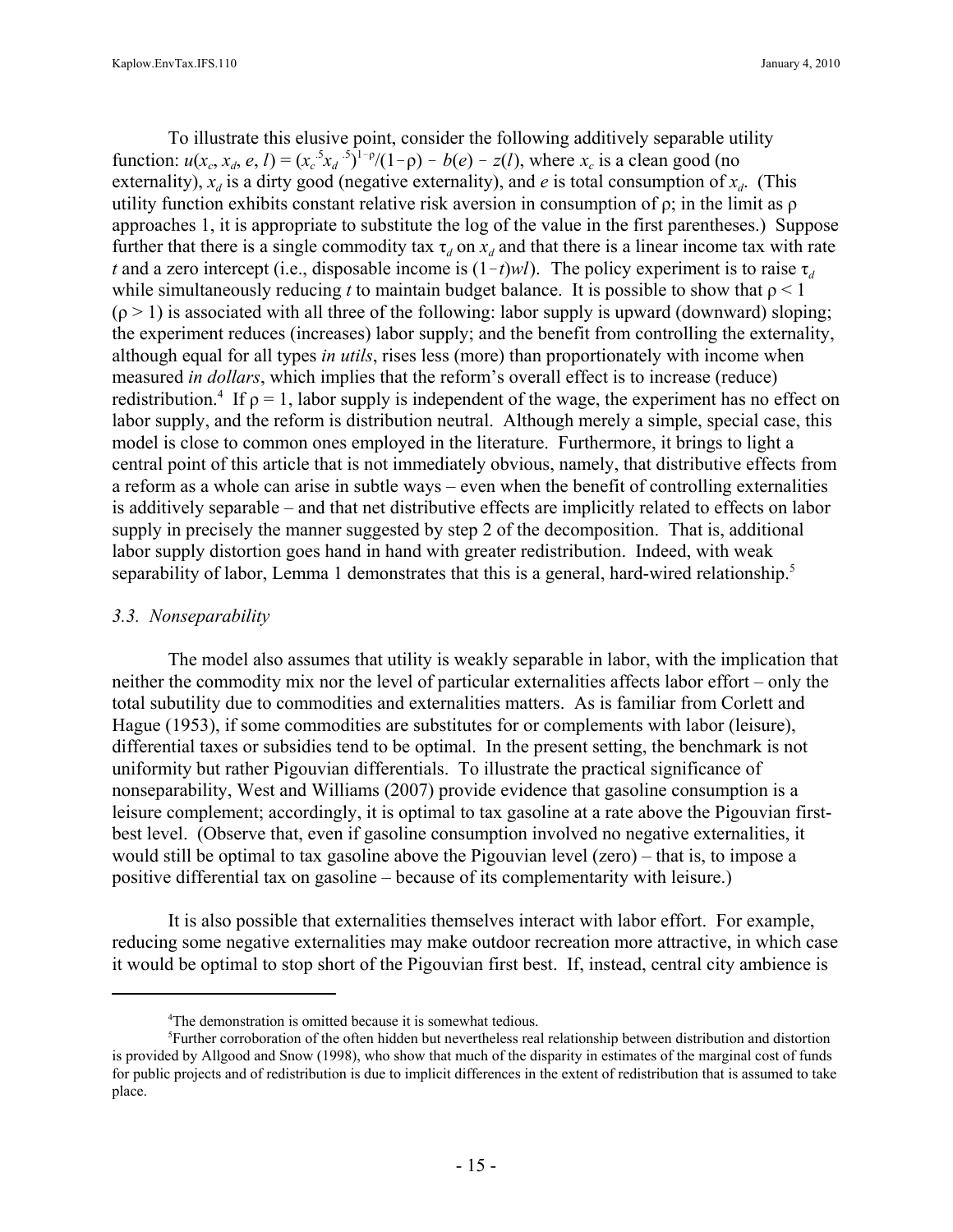To illustrate this elusive point, consider the following additively separable utility function: $u(x_c, x_d, e, l) = (x_c^{.5}x_d^{.5})^{1-\rho}/(1-\rho) - b(e) - z(l)$, where $x_c$ is a clean good (no externality), $x_d$ is a dirty good (negative externality), and $e$ is total consumption of $x_d$. (This utility function exhibits constant relative risk aversion in consumption of $\rho$; in the limit as $\rho$ approaches 1, it is appropriate to substitute the log of the value in the first parentheses.) Suppose further that there is a single commodity tax $\tau_d$ on $x_d$ and that there is a linear income tax with rate $t$ and a zero intercept (i.e., disposable income is $(1-t)wl$). The policy experiment is to raise $\tau_d$ while simultaneously reducing $t$ to maintain budget balance. It is possible to show that $\rho < 1$ ($\rho > 1$) is associated with all three of the following: labor supply is upward (downward) sloping; the experiment reduces (increases) labor supply; and the benefit from controlling the externality, although equal for all types *in utils*, rises less (more) than proportionately with income when measured *in dollars*, which implies that the reform's overall effect is to increase (reduce) redistribution.[4] If $\rho = 1$, labor supply is independent of the wage, the experiment has no effect on labor supply, and the reform is distribution neutral. Although merely a simple, special case, this model is close to common ones employed in the literature. Furthermore, it brings to light a central point of this article that is not immediately obvious, namely, that distributive effects from a reform as a whole can arise in subtle ways – even when the benefit of controlling externalities is additively separable – and that net distributive effects are implicitly related to effects on labor supply in precisely the manner suggested by step 2 of the decomposition. That is, additional labor supply distortion goes hand in hand with greater redistribution. Indeed, with weak separability of labor, Lemma 1 demonstrates that this is a general, hard-wired relationship.[5]

### *3.3. Nonseparability*

The model also assumes that utility is weakly separable in labor, with the implication that neither the commodity mix nor the level of particular externalities affects labor effort – only the total subutility due to commodities and externalities matters. As is familiar from Corlett and Hague (1953), if some commodities are substitutes for or complements with labor (leisure), differential taxes or subsidies tend to be optimal. In the present setting, the benchmark is not uniformity but rather Pigouvian differentials. To illustrate the practical significance of nonseparability, West and Williams (2007) provide evidence that gasoline consumption is a leisure complement; accordingly, it is optimal to tax gasoline at a rate above the Pigouvian first-best level. (Observe that, even if gasoline consumption involved no negative externalities, it would still be optimal to tax gasoline above the Pigouvian level (zero) – that is, to impose a positive differential tax on gasoline – because of its complementarity with leisure.)

It is also possible that externalities themselves interact with labor effort. For example, reducing some negative externalities may make outdoor recreation more attractive, in which case it would be optimal to stop short of the Pigouvian first best. If, instead, central city ambience is

---

[4] The demonstration is omitted because it is somewhat tedious.

[5] Further corroboration of the often hidden but nevertheless real relationship between distribution and distortion is provided by Allgood and Snow (1998), who show that much of the disparity in estimates of the marginal cost of funds for public projects and of redistribution is due to implicit differences in the extent of redistribution that is assumed to take place.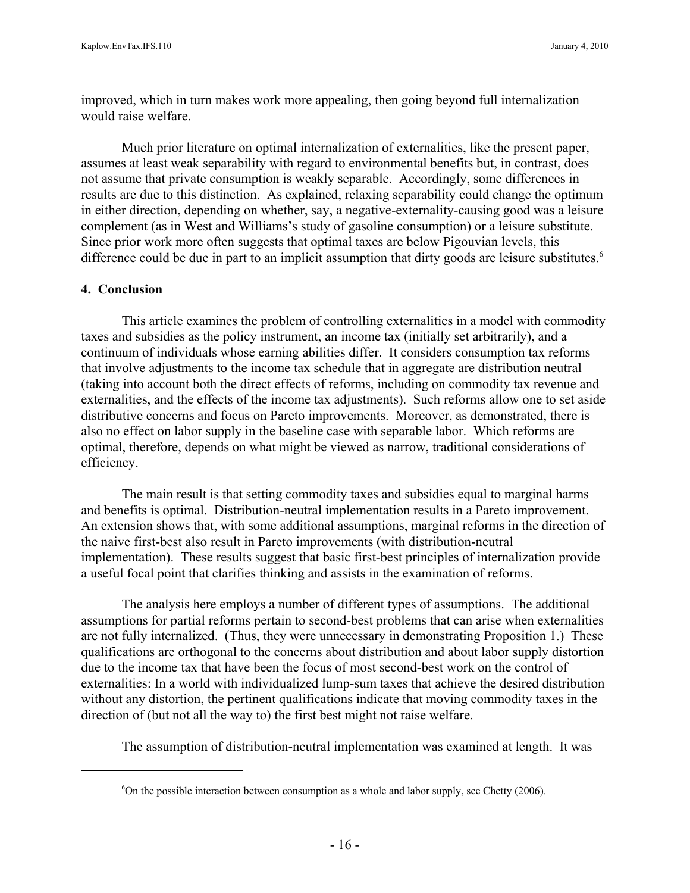improved, which in turn makes work more appealing, then going beyond full internalization would raise welfare.

Much prior literature on optimal internalization of externalities, like the present paper, assumes at least weak separability with regard to environmental benefits but, in contrast, does not assume that private consumption is weakly separable. Accordingly, some differences in results are due to this distinction. As explained, relaxing separability could change the optimum in either direction, depending on whether, say, a negative-externality-causing good was a leisure complement (as in West and Williams's study of gasoline consumption) or a leisure substitute. Since prior work more often suggests that optimal taxes are below Pigouvian levels, this difference could be due in part to an implicit assumption that dirty goods are leisure substitutes.[6]

## 4. Conclusion

This article examines the problem of controlling externalities in a model with commodity taxes and subsidies as the policy instrument, an income tax (initially set arbitrarily), and a continuum of individuals whose earning abilities differ. It considers consumption tax reforms that involve adjustments to the income tax schedule that in aggregate are distribution neutral (taking into account both the direct effects of reforms, including on commodity tax revenue and externalities, and the effects of the income tax adjustments). Such reforms allow one to set aside distributive concerns and focus on Pareto improvements. Moreover, as demonstrated, there is also no effect on labor supply in the baseline case with separable labor. Which reforms are optimal, therefore, depends on what might be viewed as narrow, traditional considerations of efficiency.

The main result is that setting commodity taxes and subsidies equal to marginal harms and benefits is optimal. Distribution-neutral implementation results in a Pareto improvement. An extension shows that, with some additional assumptions, marginal reforms in the direction of the naive first-best also result in Pareto improvements (with distribution-neutral implementation). These results suggest that basic first-best principles of internalization provide a useful focal point that clarifies thinking and assists in the examination of reforms.

The analysis here employs a number of different types of assumptions. The additional assumptions for partial reforms pertain to second-best problems that can arise when externalities are not fully internalized. (Thus, they were unnecessary in demonstrating Proposition 1.) These qualifications are orthogonal to the concerns about distribution and about labor supply distortion due to the income tax that have been the focus of most second-best work on the control of externalities: In a world with individualized lump-sum taxes that achieve the desired distribution without any distortion, the pertinent qualifications indicate that moving commodity taxes in the direction of (but not all the way to) the first best might not raise welfare.

The assumption of distribution-neutral implementation was examined at length. It was

[6]On the possible interaction between consumption as a whole and labor supply, see Chetty (2006).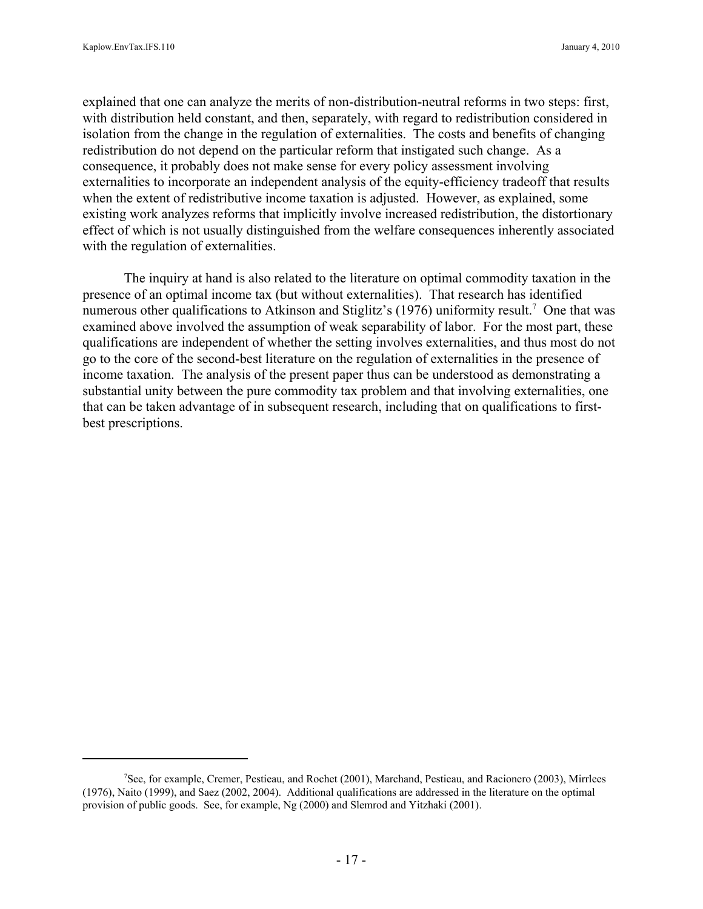explained that one can analyze the merits of non-distribution-neutral reforms in two steps: first, with distribution held constant, and then, separately, with regard to redistribution considered in isolation from the change in the regulation of externalities. The costs and benefits of changing redistribution do not depend on the particular reform that instigated such change. As a consequence, it probably does not make sense for every policy assessment involving externalities to incorporate an independent analysis of the equity-efficiency tradeoff that results when the extent of redistributive income taxation is adjusted. However, as explained, some existing work analyzes reforms that implicitly involve increased redistribution, the distortionary effect of which is not usually distinguished from the welfare consequences inherently associated with the regulation of externalities.

The inquiry at hand is also related to the literature on optimal commodity taxation in the presence of an optimal income tax (but without externalities). That research has identified numerous other qualifications to Atkinson and Stiglitz's (1976) uniformity result.[7] One that was examined above involved the assumption of weak separability of labor. For the most part, these qualifications are independent of whether the setting involves externalities, and thus most do not go to the core of the second-best literature on the regulation of externalities in the presence of income taxation. The analysis of the present paper thus can be understood as demonstrating a substantial unity between the pure commodity tax problem and that involving externalities, one that can be taken advantage of in subsequent research, including that on qualifications to first-best prescriptions.

[7] See, for example, Cremer, Pestieau, and Rochet (2001), Marchand, Pestieau, and Racionero (2003), Mirrlees (1976), Naito (1999), and Saez (2002, 2004). Additional qualifications are addressed in the literature on the optimal provision of public goods. See, for example, Ng (2000) and Slemrod and Yitzhaki (2001).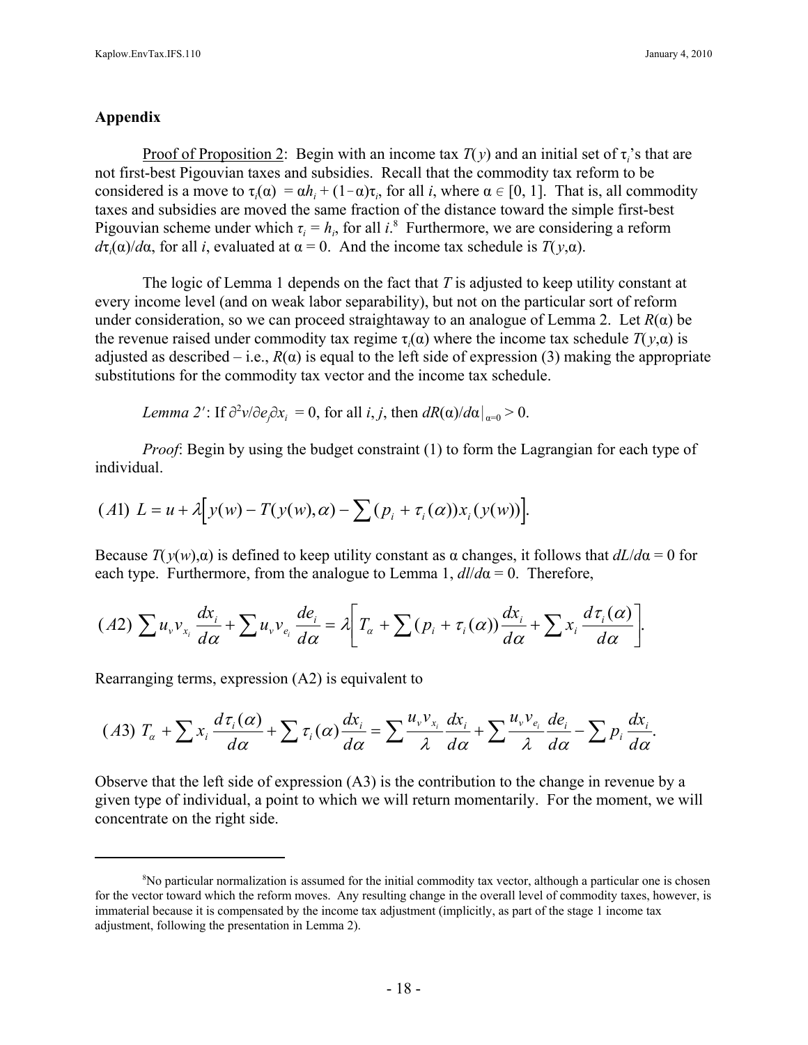## Appendix

Proof of Proposition 2: Begin with an income tax $T(y)$ and an initial set of $\tau_i$'s that are not first-best Pigouvian taxes and subsidies. Recall that the commodity tax reform to be considered is a move to $\tau_i(\alpha) = \alpha h_i + (1-\alpha)\tau_i$, for all $i$, where $\alpha \in [0, 1]$. That is, all commodity taxes and subsidies are moved the same fraction of the distance toward the simple first-best Pigouvian scheme under which $\tau_i = h_i$, for all $i$.[8] Furthermore, we are considering a reform $d\tau_i(\alpha)/d\alpha$, for all $i$, evaluated at $\alpha = 0$. And the income tax schedule is $T(y,\alpha)$.

The logic of Lemma 1 depends on the fact that $T$ is adjusted to keep utility constant at every income level (and on weak labor separability), but not on the particular sort of reform under consideration, so we can proceed straightaway to an analogue of Lemma 2. Let $R(\alpha)$ be the revenue raised under commodity tax regime $\tau_i(\alpha)$ where the income tax schedule $T(y,\alpha)$ is adjusted as described – i.e., $R(\alpha)$ is equal to the left side of expression (3) making the appropriate substitutions for the commodity tax vector and the income tax schedule.

*Lemma 2′*: If $\partial^2 v/\partial e_j \partial x_i = 0$, for all $i$, $j$, then $dR(\alpha)/d\alpha|_{\alpha=0} > 0$.

*Proof*: Begin by using the budget constraint (1) to form the Lagrangian for each type of individual.

$$(A1)\;\; L = u + \lambda\Big[y(w) - T(y(w),\alpha) - \sum (p_i + \tau_i(\alpha))x_i(y(w))\Big].$$

Because $T(y(w),\alpha)$ is defined to keep utility constant as $\alpha$ changes, it follows that $dL/d\alpha = 0$ for each type. Furthermore, from the analogue to Lemma 1, $dl/d\alpha = 0$. Therefore,

$$(A2)\;\; \sum u_v v_{x_i}\frac{dx_i}{d\alpha} + \sum u_v v_{e_i}\frac{de_i}{d\alpha} = \lambda\left[T_\alpha + \sum (p_i + \tau_i(\alpha))\frac{dx_i}{d\alpha} + \sum x_i \frac{d\tau_i(\alpha)}{d\alpha}\right].$$

Rearranging terms, expression (A2) is equivalent to

$$(A3)\;\; T_\alpha + \sum x_i \frac{d\tau_i(\alpha)}{d\alpha} + \sum \tau_i(\alpha)\frac{dx_i}{d\alpha} = \sum \frac{u_v v_{x_i}}{\lambda}\frac{dx_i}{d\alpha} + \sum \frac{u_v v_{e_i}}{\lambda}\frac{de_i}{d\alpha} - \sum p_i \frac{dx_i}{d\alpha}.$$

Observe that the left side of expression (A3) is the contribution to the change in revenue by a given type of individual, a point to which we will return momentarily. For the moment, we will concentrate on the right side.

---

[8] No particular normalization is assumed for the initial commodity tax vector, although a particular one is chosen for the vector toward which the reform moves. Any resulting change in the overall level of commodity taxes, however, is immaterial because it is compensated by the income tax adjustment (implicitly, as part of the stage 1 income tax adjustment, following the presentation in Lemma 2).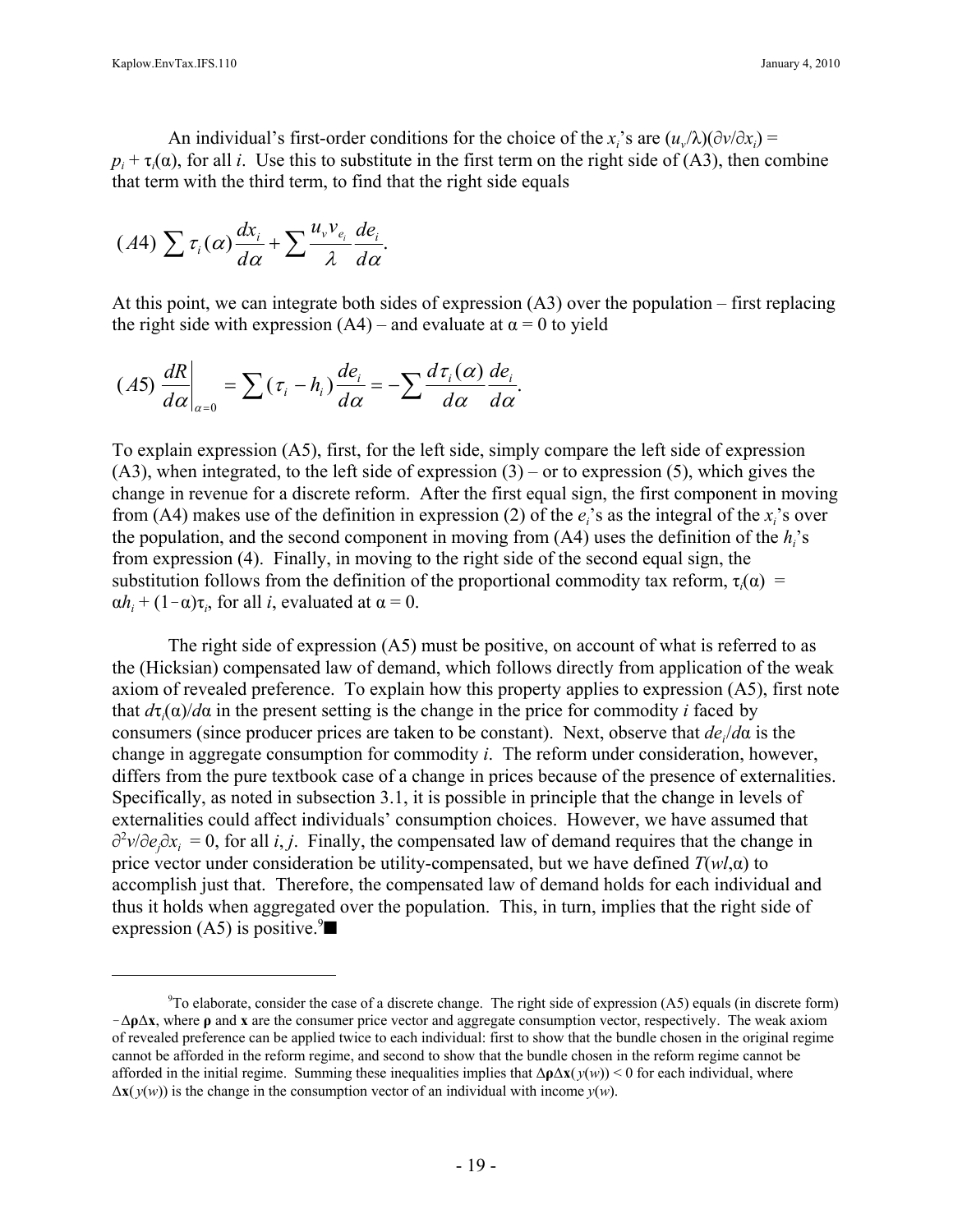An individual's first-order conditions for the choice of the $x_i$'s are $(u_v/\lambda)(\partial v/\partial x_i) = p_i + \tau_i(\alpha)$, for all $i$. Use this to substitute in the first term on the right side of (A3), then combine that term with the third term, to find that the right side equals

$$(A4)\ \sum \tau_i(\alpha)\frac{dx_i}{d\alpha} + \sum \frac{u_v v_{e_i}}{\lambda}\frac{de_i}{d\alpha}.$$

At this point, we can integrate both sides of expression (A3) over the population – first replacing the right side with expression (A4) – and evaluate at $\alpha = 0$ to yield

$$(A5)\ \left.\frac{dR}{d\alpha}\right|_{\alpha=0} = \sum(\tau_i - h_i)\frac{de_i}{d\alpha} = -\sum \frac{d\tau_i(\alpha)}{d\alpha}\frac{de_i}{d\alpha}.$$

To explain expression (A5), first, for the left side, simply compare the left side of expression (A3), when integrated, to the left side of expression (3) – or to expression (5), which gives the change in revenue for a discrete reform. After the first equal sign, the first component in moving from (A4) makes use of the definition in expression (2) of the $e_i$'s as the integral of the $x_i$'s over the population, and the second component in moving from (A4) uses the definition of the $h_i$'s from expression (4). Finally, in moving to the right side of the second equal sign, the substitution follows from the definition of the proportional commodity tax reform, $\tau_i(\alpha) = \alpha h_i + (1-\alpha)\tau_i$, for all $i$, evaluated at $\alpha = 0$.

The right side of expression (A5) must be positive, on account of what is referred to as the (Hicksian) compensated law of demand, which follows directly from application of the weak axiom of revealed preference. To explain how this property applies to expression (A5), first note that $d\tau_i(\alpha)/d\alpha$ in the present setting is the change in the price for commodity $i$ faced by consumers (since producer prices are taken to be constant). Next, observe that $de_i/d\alpha$ is the change in aggregate consumption for commodity $i$. The reform under consideration, however, differs from the pure textbook case of a change in prices because of the presence of externalities. Specifically, as noted in subsection 3.1, it is possible in principle that the change in levels of externalities could affect individuals' consumption choices. However, we have assumed that $\partial^2 v/\partial e_j \partial x_i = 0$, for all $i, j$. Finally, the compensated law of demand requires that the change in price vector under consideration be utility-compensated, but we have defined $T(wl,\alpha)$ to accomplish just that. Therefore, the compensated law of demand holds for each individual and thus it holds when aggregated over the population. This, in turn, implies that the right side of expression (A5) is positive.[9]■

[9] To elaborate, consider the case of a discrete change. The right side of expression (A5) equals (in discrete form) $-\Delta\boldsymbol{\rho}\Delta\mathbf{x}$, where $\boldsymbol{\rho}$ and $\mathbf{x}$ are the consumer price vector and aggregate consumption vector, respectively. The weak axiom of revealed preference can be applied twice to each individual: first to show that the bundle chosen in the original regime cannot be afforded in the reform regime, and second to show that the bundle chosen in the reform regime cannot be afforded in the initial regime. Summing these inequalities implies that $\Delta\boldsymbol{\rho}\Delta\mathbf{x}(y(w)) < 0$ for each individual, where $\Delta\mathbf{x}(y(w))$ is the change in the consumption vector of an individual with income $y(w)$.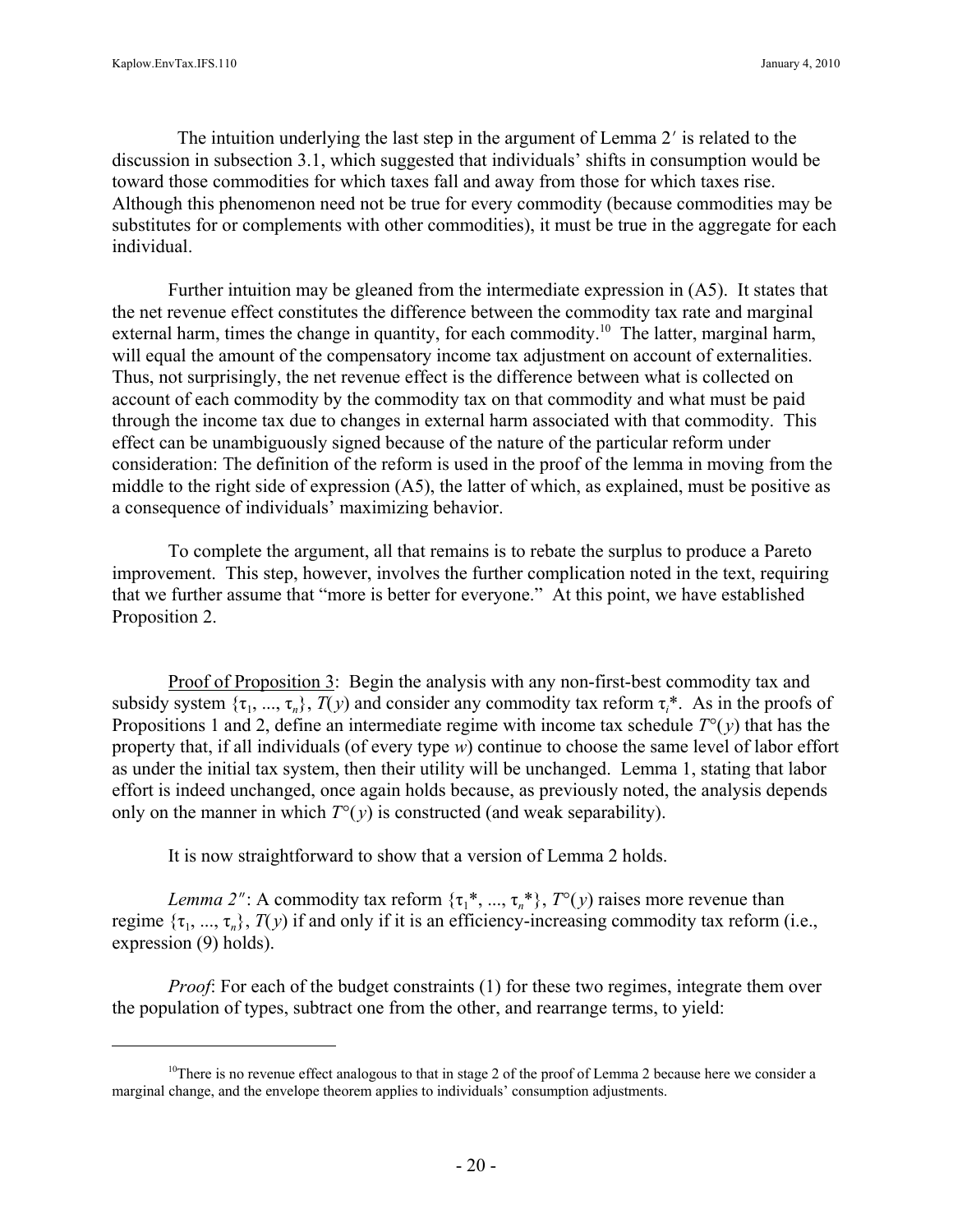The intuition underlying the last step in the argument of Lemma 2′ is related to the discussion in subsection 3.1, which suggested that individuals' shifts in consumption would be toward those commodities for which taxes fall and away from those for which taxes rise. Although this phenomenon need not be true for every commodity (because commodities may be substitutes for or complements with other commodities), it must be true in the aggregate for each individual.

Further intuition may be gleaned from the intermediate expression in (A5). It states that the net revenue effect constitutes the difference between the commodity tax rate and marginal external harm, times the change in quantity, for each commodity.[10] The latter, marginal harm, will equal the amount of the compensatory income tax adjustment on account of externalities. Thus, not surprisingly, the net revenue effect is the difference between what is collected on account of each commodity by the commodity tax on that commodity and what must be paid through the income tax due to changes in external harm associated with that commodity. This effect can be unambiguously signed because of the nature of the particular reform under consideration: The definition of the reform is used in the proof of the lemma in moving from the middle to the right side of expression (A5), the latter of which, as explained, must be positive as a consequence of individuals' maximizing behavior.

To complete the argument, all that remains is to rebate the surplus to produce a Pareto improvement. This step, however, involves the further complication noted in the text, requiring that we further assume that "more is better for everyone." At this point, we have established Proposition 2.

Proof of Proposition 3: Begin the analysis with any non-first-best commodity tax and subsidy system $\{\tau_1, ..., \tau_n\}$, $T(y)$ and consider any commodity tax reform $\tau_i^*$. As in the proofs of Propositions 1 and 2, define an intermediate regime with income tax schedule $T°(y)$ that has the property that, if all individuals (of every type $w$) continue to choose the same level of labor effort as under the initial tax system, then their utility will be unchanged. Lemma 1, stating that labor effort is indeed unchanged, once again holds because, as previously noted, the analysis depends only on the manner in which $T°(y)$ is constructed (and weak separability).

It is now straightforward to show that a version of Lemma 2 holds.

*Lemma 2″*: A commodity tax reform $\{\tau_1^*, ..., \tau_n^*\}$, $T°(y)$ raises more revenue than regime $\{\tau_1, ..., \tau_n\}$, $T(y)$ if and only if it is an efficiency-increasing commodity tax reform (i.e., expression (9) holds).

*Proof*: For each of the budget constraints (1) for these two regimes, integrate them over the population of types, subtract one from the other, and rearrange terms, to yield:

[10] There is no revenue effect analogous to that in stage 2 of the proof of Lemma 2 because here we consider a marginal change, and the envelope theorem applies to individuals' consumption adjustments.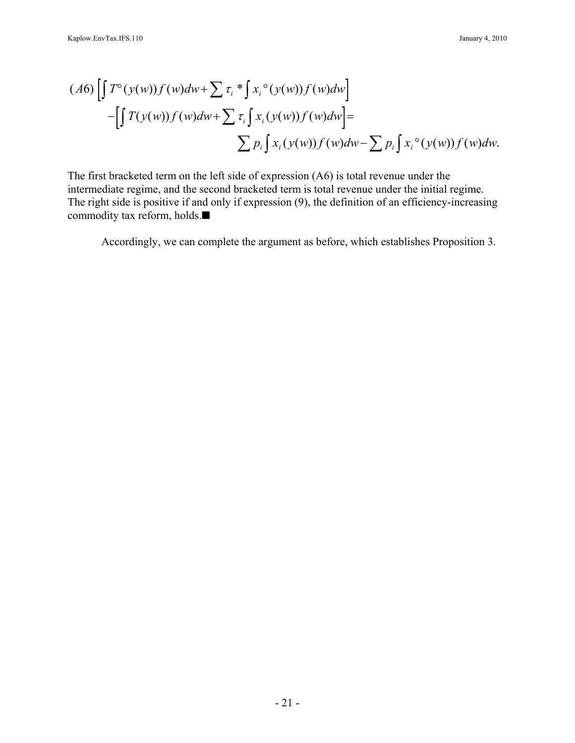$$(A6)\left[\int T^{\circ}(y(w))f(w)dw+\sum \tau_i*\int x_i{}^{\circ}(y(w))f(w)dw\right]$$
$$-\left[\int T(y(w))f(w)dw+\sum \tau_i\int x_i(y(w))f(w)dw\right]=$$
$$\sum p_i\int x_i(y(w))f(w)dw-\sum p_i\int x_i{}^{\circ}(y(w))f(w)dw.$$

The first bracketed term on the left side of expression (A6) is total revenue under the intermediate regime, and the second bracketed term is total revenue under the initial regime. The right side is positive if and only if expression (9), the definition of an efficiency-increasing commodity tax reform, holds.■

Accordingly, we can complete the argument as before, which establishes Proposition 3.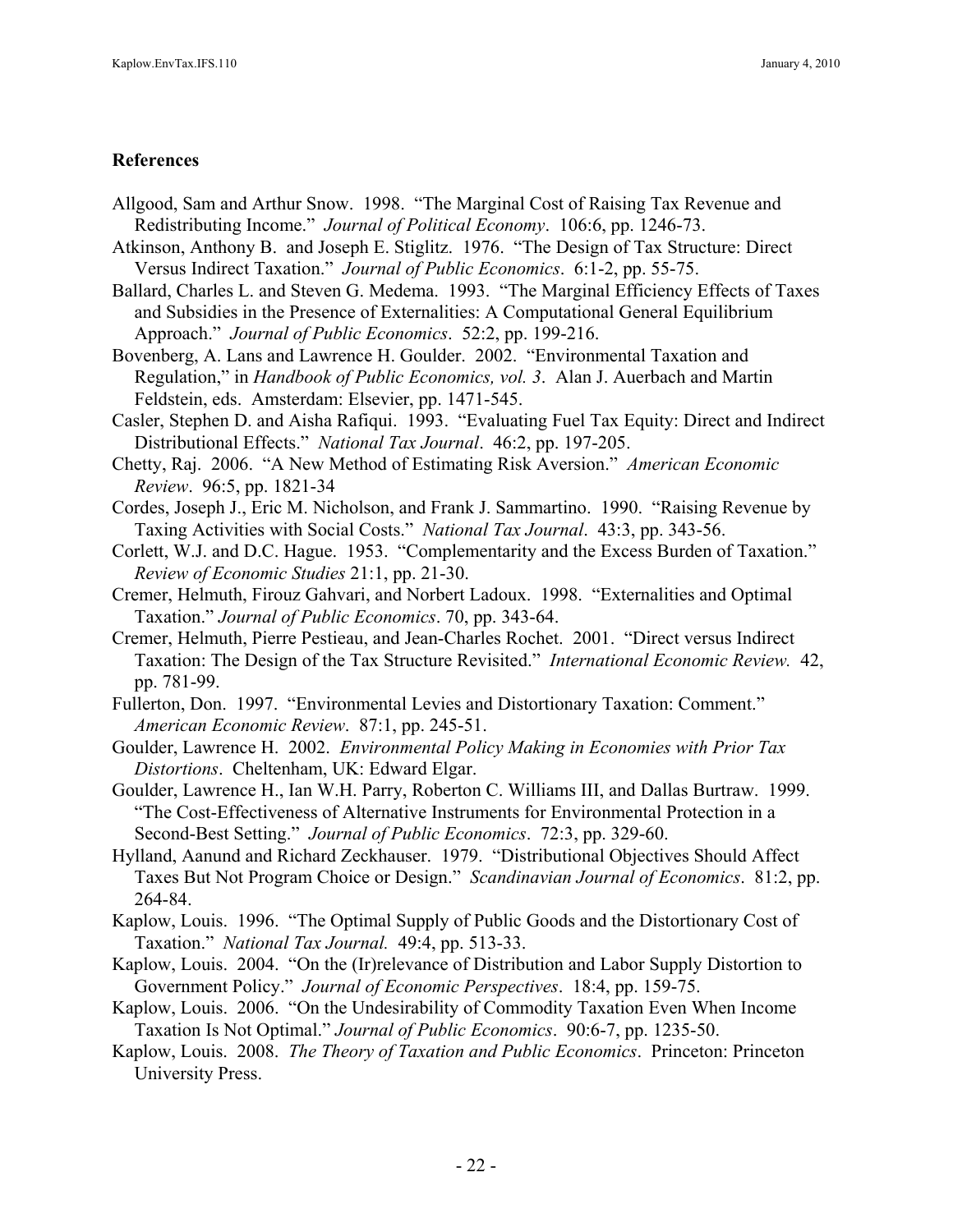**References**

Allgood, Sam and Arthur Snow. 1998. "The Marginal Cost of Raising Tax Revenue and Redistributing Income." *Journal of Political Economy*. 106:6, pp. 1246-73.

Atkinson, Anthony B. and Joseph E. Stiglitz. 1976. "The Design of Tax Structure: Direct Versus Indirect Taxation." *Journal of Public Economics*. 6:1-2, pp. 55-75.

Ballard, Charles L. and Steven G. Medema. 1993. "The Marginal Efficiency Effects of Taxes and Subsidies in the Presence of Externalities: A Computational General Equilibrium Approach." *Journal of Public Economics*. 52:2, pp. 199-216.

Bovenberg, A. Lans and Lawrence H. Goulder. 2002. "Environmental Taxation and Regulation," in *Handbook of Public Economics, vol. 3*. Alan J. Auerbach and Martin Feldstein, eds. Amsterdam: Elsevier, pp. 1471-545.

Casler, Stephen D. and Aisha Rafiqui. 1993. "Evaluating Fuel Tax Equity: Direct and Indirect Distributional Effects." *National Tax Journal*. 46:2, pp. 197-205.

Chetty, Raj. 2006. "A New Method of Estimating Risk Aversion." *American Economic Review*. 96:5, pp. 1821-34

Cordes, Joseph J., Eric M. Nicholson, and Frank J. Sammartino. 1990. "Raising Revenue by Taxing Activities with Social Costs." *National Tax Journal*. 43:3, pp. 343-56.

Corlett, W.J. and D.C. Hague. 1953. "Complementarity and the Excess Burden of Taxation." *Review of Economic Studies* 21:1, pp. 21-30.

Cremer, Helmuth, Firouz Gahvari, and Norbert Ladoux. 1998. "Externalities and Optimal Taxation." *Journal of Public Economics*. 70, pp. 343-64.

Cremer, Helmuth, Pierre Pestieau, and Jean-Charles Rochet. 2001. "Direct versus Indirect Taxation: The Design of the Tax Structure Revisited." *International Economic Review.* 42, pp. 781-99.

Fullerton, Don. 1997. "Environmental Levies and Distortionary Taxation: Comment." *American Economic Review*. 87:1, pp. 245-51.

Goulder, Lawrence H. 2002. *Environmental Policy Making in Economies with Prior Tax Distortions*. Cheltenham, UK: Edward Elgar.

Goulder, Lawrence H., Ian W.H. Parry, Roberton C. Williams III, and Dallas Burtraw. 1999. "The Cost-Effectiveness of Alternative Instruments for Environmental Protection in a Second-Best Setting." *Journal of Public Economics*. 72:3, pp. 329-60.

Hylland, Aanund and Richard Zeckhauser. 1979. "Distributional Objectives Should Affect Taxes But Not Program Choice or Design." *Scandinavian Journal of Economics*. 81:2, pp. 264-84.

Kaplow, Louis. 1996. "The Optimal Supply of Public Goods and the Distortionary Cost of Taxation." *National Tax Journal.* 49:4, pp. 513-33.

Kaplow, Louis. 2004. "On the (Ir)relevance of Distribution and Labor Supply Distortion to Government Policy." *Journal of Economic Perspectives*. 18:4, pp. 159-75.

Kaplow, Louis. 2006. "On the Undesirability of Commodity Taxation Even When Income Taxation Is Not Optimal." *Journal of Public Economics*. 90:6-7, pp. 1235-50.

Kaplow, Louis. 2008. *The Theory of Taxation and Public Economics*. Princeton: Princeton University Press.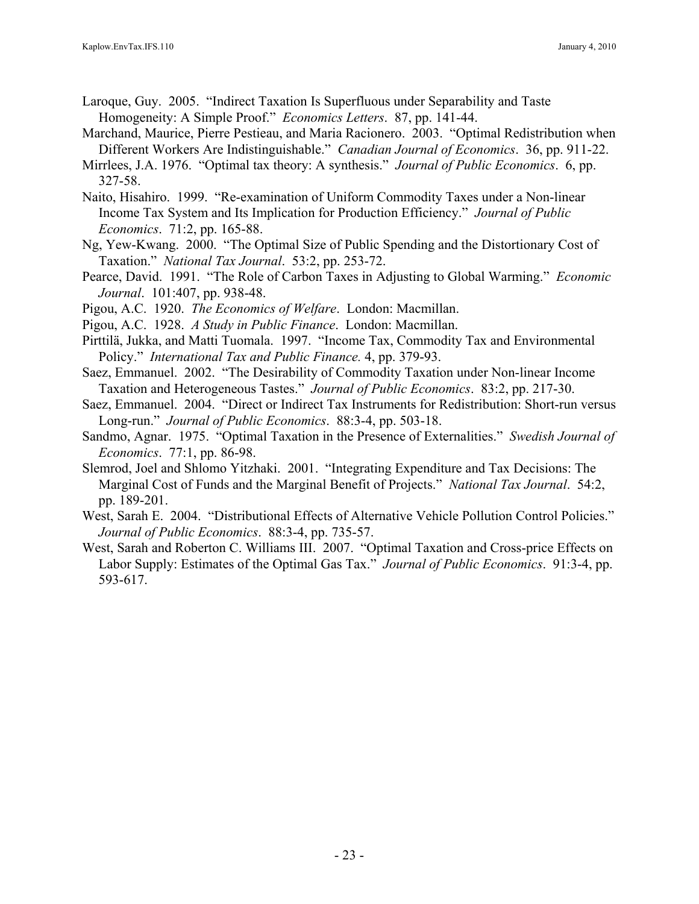Laroque, Guy. 2005. "Indirect Taxation Is Superfluous under Separability and Taste Homogeneity: A Simple Proof." *Economics Letters*. 87, pp. 141-44.

Marchand, Maurice, Pierre Pestieau, and Maria Racionero. 2003. "Optimal Redistribution when Different Workers Are Indistinguishable." *Canadian Journal of Economics*. 36, pp. 911-22.

Mirrlees, J.A. 1976. "Optimal tax theory: A synthesis." *Journal of Public Economics*. 6, pp. 327-58.

Naito, Hisahiro. 1999. "Re-examination of Uniform Commodity Taxes under a Non-linear Income Tax System and Its Implication for Production Efficiency." *Journal of Public Economics*. 71:2, pp. 165-88.

Ng, Yew-Kwang. 2000. "The Optimal Size of Public Spending and the Distortionary Cost of Taxation." *National Tax Journal*. 53:2, pp. 253-72.

Pearce, David. 1991. "The Role of Carbon Taxes in Adjusting to Global Warming." *Economic Journal*. 101:407, pp. 938-48.

Pigou, A.C. 1920. *The Economics of Welfare*. London: Macmillan.

Pigou, A.C. 1928. *A Study in Public Finance*. London: Macmillan.

Pirttilä, Jukka, and Matti Tuomala. 1997. "Income Tax, Commodity Tax and Environmental Policy." *International Tax and Public Finance.* 4, pp. 379-93.

Saez, Emmanuel. 2002. "The Desirability of Commodity Taxation under Non-linear Income Taxation and Heterogeneous Tastes." *Journal of Public Economics*. 83:2, pp. 217-30.

Saez, Emmanuel. 2004. "Direct or Indirect Tax Instruments for Redistribution: Short-run versus Long-run." *Journal of Public Economics*. 88:3-4, pp. 503-18.

Sandmo, Agnar. 1975. "Optimal Taxation in the Presence of Externalities." *Swedish Journal of Economics*. 77:1, pp. 86-98.

Slemrod, Joel and Shlomo Yitzhaki. 2001. "Integrating Expenditure and Tax Decisions: The Marginal Cost of Funds and the Marginal Benefit of Projects." *National Tax Journal*. 54:2, pp. 189-201.

West, Sarah E. 2004. "Distributional Effects of Alternative Vehicle Pollution Control Policies." *Journal of Public Economics*. 88:3-4, pp. 735-57.

West, Sarah and Roberton C. Williams III. 2007. "Optimal Taxation and Cross-price Effects on Labor Supply: Estimates of the Optimal Gas Tax." *Journal of Public Economics*. 91:3-4, pp. 593-617.